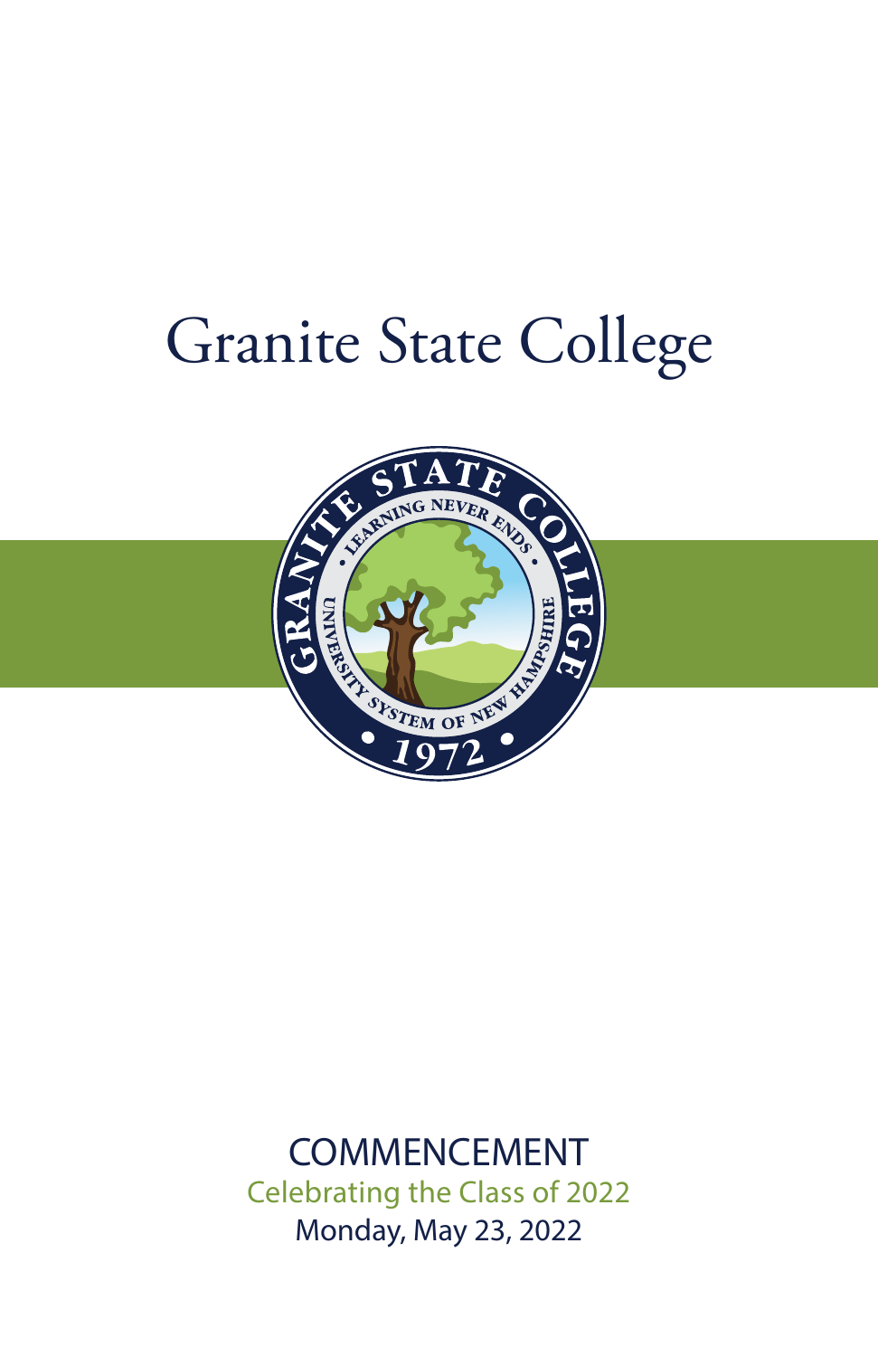# Granite State College

COMMENCEMENT

Celebrating the Class of 2022

Monday, May 23, 2022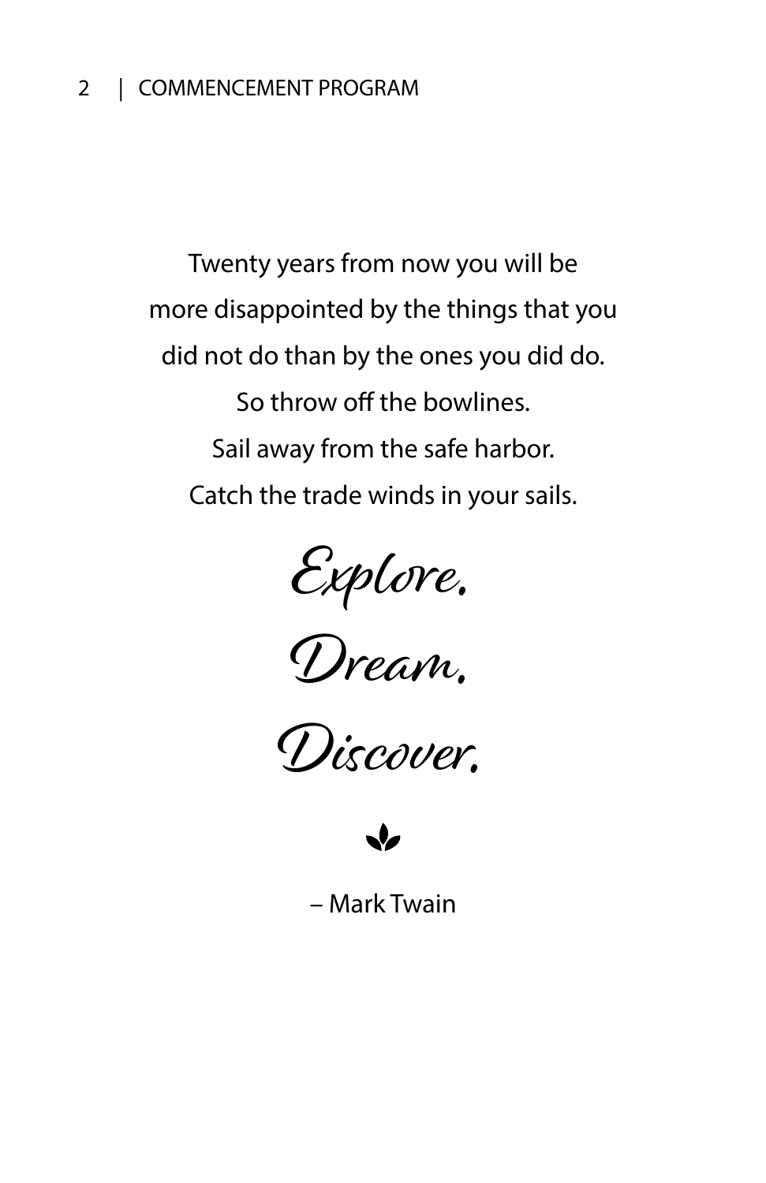Twenty years from now you will be
more disappointed by the things that you
did not do than by the ones you did do.
So throw off the bowlines.
Sail away from the safe harbor.
Catch the trade winds in your sails.

*Explore.*

*Dream.*

*Discover.*

– Mark Twain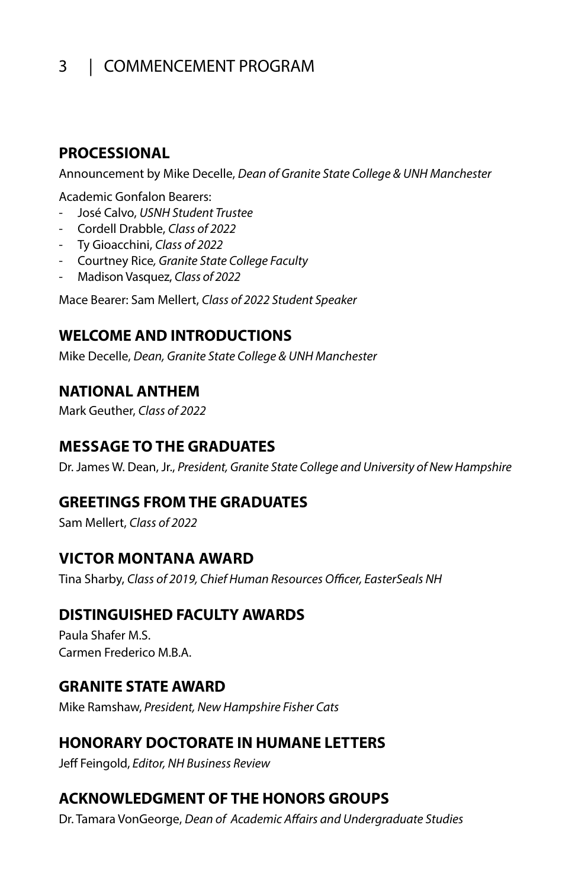## PROCESSIONAL

Announcement by Mike Decelle, *Dean of Granite State College & UNH Manchester*

Academic Gonfalon Bearers:

- José Calvo, *USNH Student Trustee*
- Cordell Drabble, *Class of 2022*
- Ty Gioacchini, *Class of 2022*
- Courtney Rice, *Granite State College Faculty*
- Madison Vasquez, *Class of 2022*

Mace Bearer: Sam Mellert, *Class of 2022 Student Speaker*

## WELCOME AND INTRODUCTIONS

Mike Decelle, *Dean, Granite State College & UNH Manchester*

## NATIONAL ANTHEM

Mark Geuther, *Class of 2022*

## MESSAGE TO THE GRADUATES

Dr. James W. Dean, Jr., *President, Granite State College and University of New Hampshire*

## GREETINGS FROM THE GRADUATES

Sam Mellert, *Class of 2022*

## VICTOR MONTANA AWARD

Tina Sharby, *Class of 2019, Chief Human Resources Officer, EasterSeals NH*

## DISTINGUISHED FACULTY AWARDS

Paula Shafer M.S.
Carmen Frederico M.B.A.

## GRANITE STATE AWARD

Mike Ramshaw, *President, New Hampshire Fisher Cats*

## HONORARY DOCTORATE IN HUMANE LETTERS

Jeff Feingold, *Editor, NH Business Review*

## ACKNOWLEDGMENT OF THE HONORS GROUPS

Dr. Tamara VonGeorge, *Dean of Academic Affairs and Undergraduate Studies*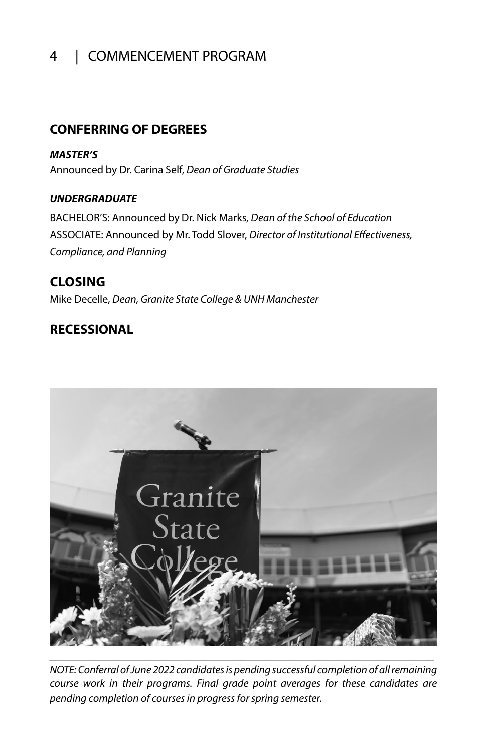## CONFERRING OF DEGREES

***MASTER'S***

Announced by Dr. Carina Self, *Dean of Graduate Studies*

***UNDERGRADUATE***

BACHELOR'S: Announced by Dr. Nick Marks, *Dean of the School of Education*
ASSOCIATE: Announced by Mr. Todd Slover, *Director of Institutional Effectiveness, Compliance, and Planning*

## CLOSING

Mike Decelle, *Dean, Granite State College & UNH Manchester*

## RECESSIONAL

*NOTE: Conferral of June 2022 candidates is pending successful completion of all remaining course work in their programs. Final grade point averages for these candidates are pending completion of courses in progress for spring semester.*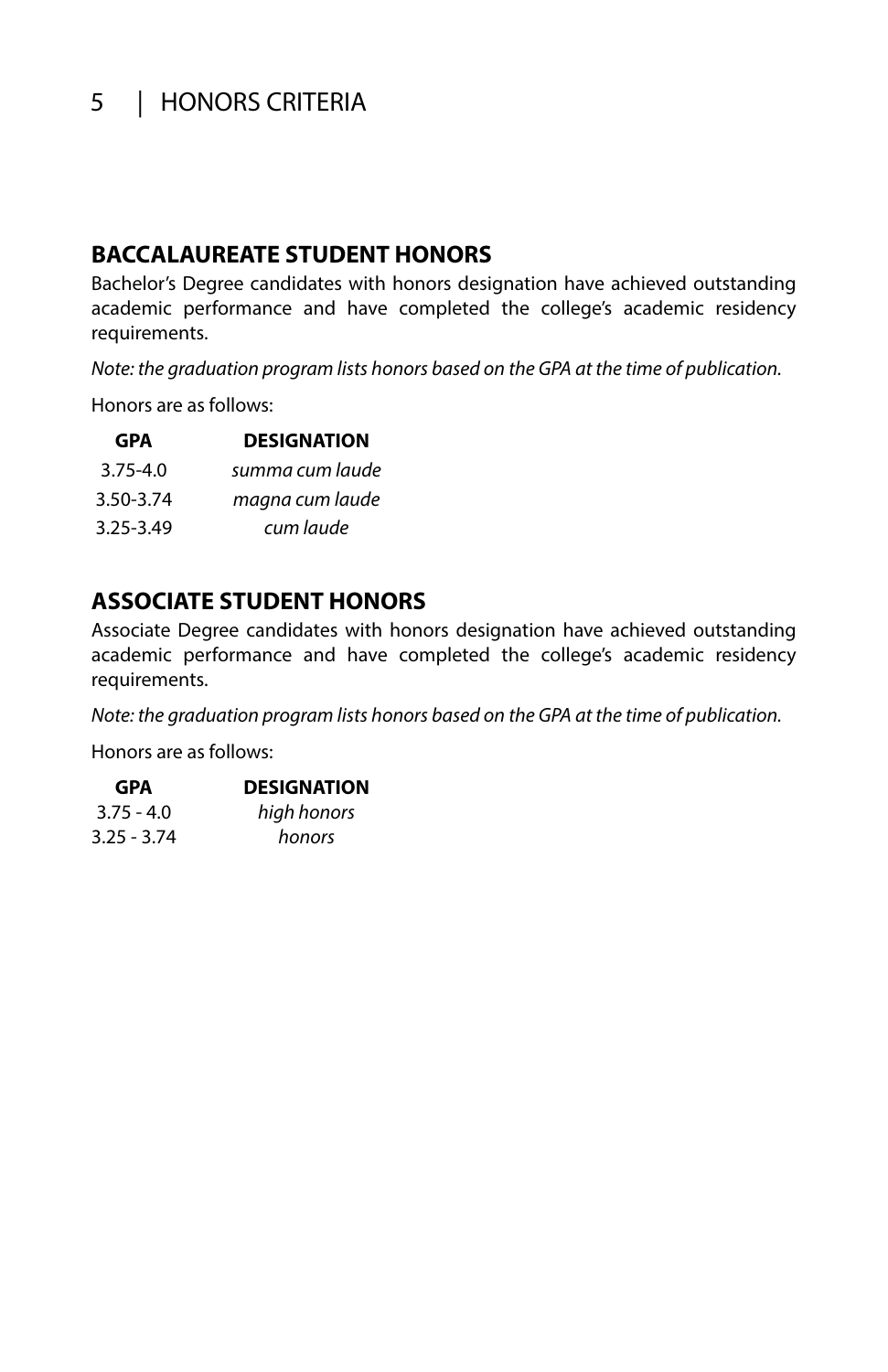## BACCALAUREATE STUDENT HONORS

Bachelor's Degree candidates with honors designation have achieved outstanding academic performance and have completed the college's academic residency requirements.

*Note: the graduation program lists honors based on the GPA at the time of publication.*

Honors are as follows:

| GPA | DESIGNATION |
|---|---|
| 3.75-4.0 | *summa cum laude* |
| 3.50-3.74 | *magna cum laude* |
| 3.25-3.49 | *cum laude* |

## ASSOCIATE STUDENT HONORS

Associate Degree candidates with honors designation have achieved outstanding academic performance and have completed the college's academic residency requirements.

*Note: the graduation program lists honors based on the GPA at the time of publication.*

Honors are as follows:

| GPA | DESIGNATION |
|---|---|
| 3.75 - 4.0 | *high honors* |
| 3.25 - 3.74 | *honors* |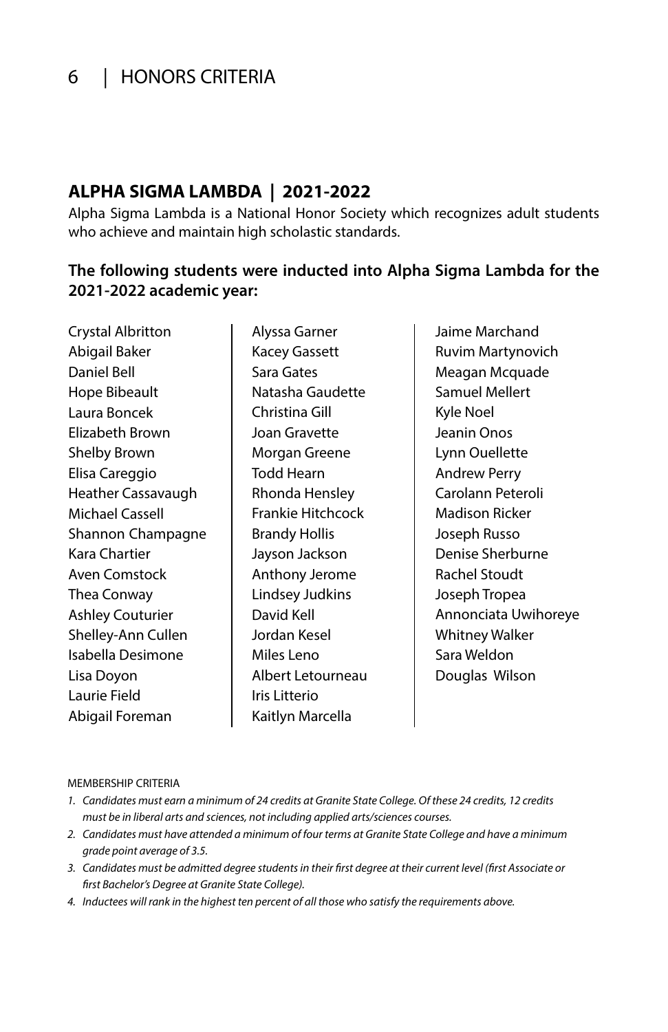## ALPHA SIGMA LAMBDA | 2021-2022

Alpha Sigma Lambda is a National Honor Society which recognizes adult students who achieve and maintain high scholastic standards.

**The following students were inducted into Alpha Sigma Lambda for the 2021-2022 academic year:**

Crystal Albritton
Abigail Baker
Daniel Bell
Hope Bibeault
Laura Boncek
Elizabeth Brown
Shelby Brown
Elisa Careggio
Heather Cassavaugh
Michael Cassell
Shannon Champagne
Kara Chartier
Aven Comstock
Thea Conway
Ashley Couturier
Shelley-Ann Cullen
Isabella Desimone
Lisa Doyon
Laurie Field
Abigail Foreman
Alyssa Garner
Kacey Gassett
Sara Gates
Natasha Gaudette
Christina Gill
Joan Gravette
Morgan Greene
Todd Hearn
Rhonda Hensley
Frankie Hitchcock
Brandy Hollis
Jayson Jackson
Anthony Jerome
Lindsey Judkins
David Kell
Jordan Kesel
Miles Leno
Albert Letourneau
Iris Litterio
Kaitlyn Marcella
Jaime Marchand
Ruvim Martynovich
Meagan Mcquade
Samuel Mellert
Kyle Noel
Jeanin Onos
Lynn Ouellette
Andrew Perry
Carolann Peteroli
Madison Ricker
Joseph Russo
Denise Sherburne
Rachel Stoudt
Joseph Tropea
Annonciata Uwihoreye
Whitney Walker
Sara Weldon
Douglas Wilson

MEMBERSHIP CRITERIA

1. *Candidates must earn a minimum of 24 credits at Granite State College. Of these 24 credits, 12 credits must be in liberal arts and sciences, not including applied arts/sciences courses.*
2. *Candidates must have attended a minimum of four terms at Granite State College and have a minimum grade point average of 3.5.*
3. *Candidates must be admitted degree students in their first degree at their current level (first Associate or first Bachelor's Degree at Granite State College).*
4. *Inductees will rank in the highest ten percent of all those who satisfy the requirements above.*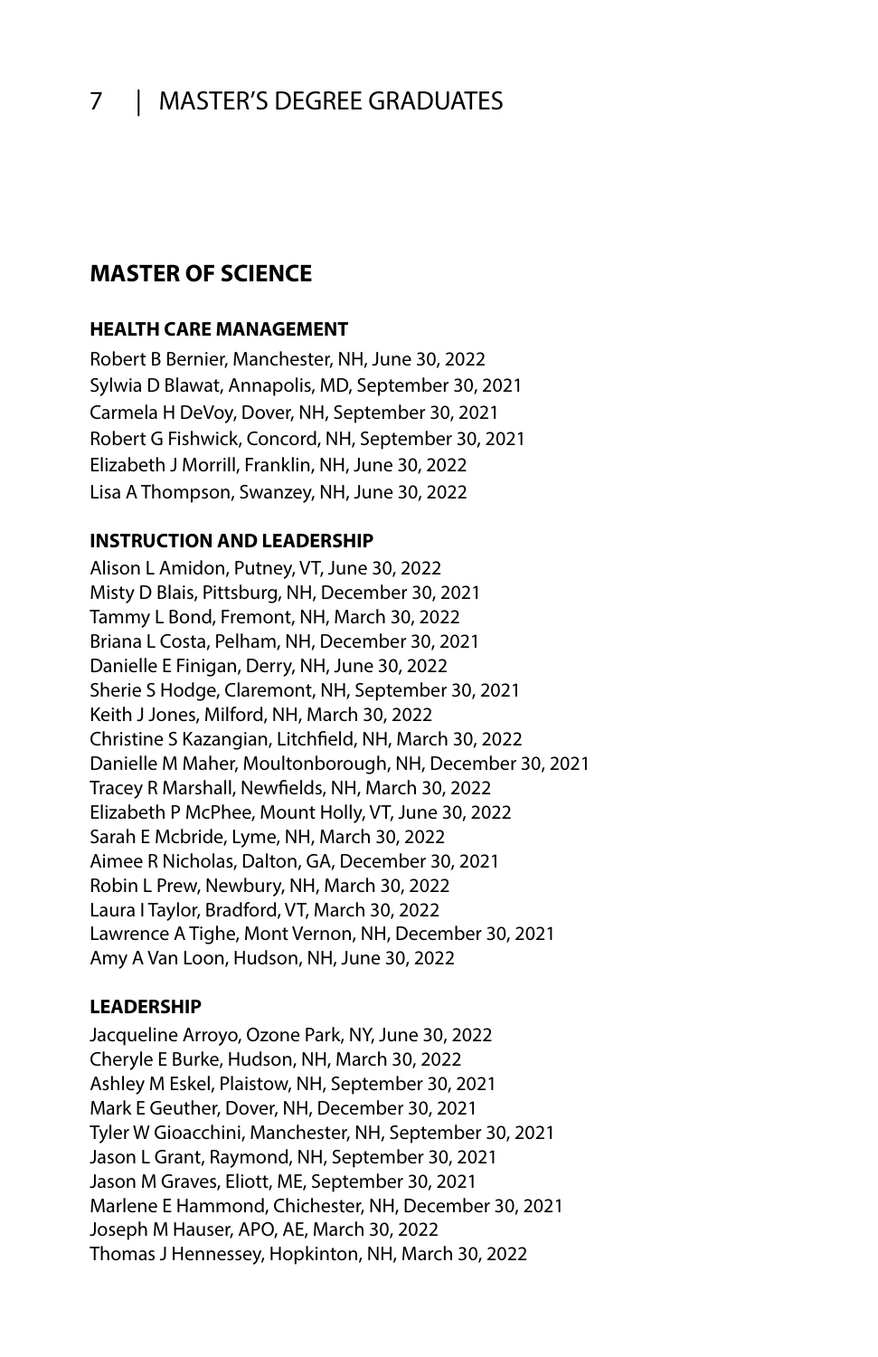## MASTER OF SCIENCE

### HEALTH CARE MANAGEMENT

Robert B Bernier, Manchester, NH, June 30, 2022
Sylwia D Blawat, Annapolis, MD, September 30, 2021
Carmela H DeVoy, Dover, NH, September 30, 2021
Robert G Fishwick, Concord, NH, September 30, 2021
Elizabeth J Morrill, Franklin, NH, June 30, 2022
Lisa A Thompson, Swanzey, NH, June 30, 2022

### INSTRUCTION AND LEADERSHIP

Alison L Amidon, Putney, VT, June 30, 2022
Misty D Blais, Pittsburg, NH, December 30, 2021
Tammy L Bond, Fremont, NH, March 30, 2022
Briana L Costa, Pelham, NH, December 30, 2021
Danielle E Finigan, Derry, NH, June 30, 2022
Sherie S Hodge, Claremont, NH, September 30, 2021
Keith J Jones, Milford, NH, March 30, 2022
Christine S Kazangian, Litchfield, NH, March 30, 2022
Danielle M Maher, Moultonborough, NH, December 30, 2021
Tracey R Marshall, Newfields, NH, March 30, 2022
Elizabeth P McPhee, Mount Holly, VT, June 30, 2022
Sarah E Mcbride, Lyme, NH, March 30, 2022
Aimee R Nicholas, Dalton, GA, December 30, 2021
Robin L Prew, Newbury, NH, March 30, 2022
Laura I Taylor, Bradford, VT, March 30, 2022
Lawrence A Tighe, Mont Vernon, NH, December 30, 2021
Amy A Van Loon, Hudson, NH, June 30, 2022

### LEADERSHIP

Jacqueline Arroyo, Ozone Park, NY, June 30, 2022
Cheryle E Burke, Hudson, NH, March 30, 2022
Ashley M Eskel, Plaistow, NH, September 30, 2021
Mark E Geuther, Dover, NH, December 30, 2021
Tyler W Gioacchini, Manchester, NH, September 30, 2021
Jason L Grant, Raymond, NH, September 30, 2021
Jason M Graves, Eliott, ME, September 30, 2021
Marlene E Hammond, Chichester, NH, December 30, 2021
Joseph M Hauser, APO, AE, March 30, 2022
Thomas J Hennessey, Hopkinton, NH, March 30, 2022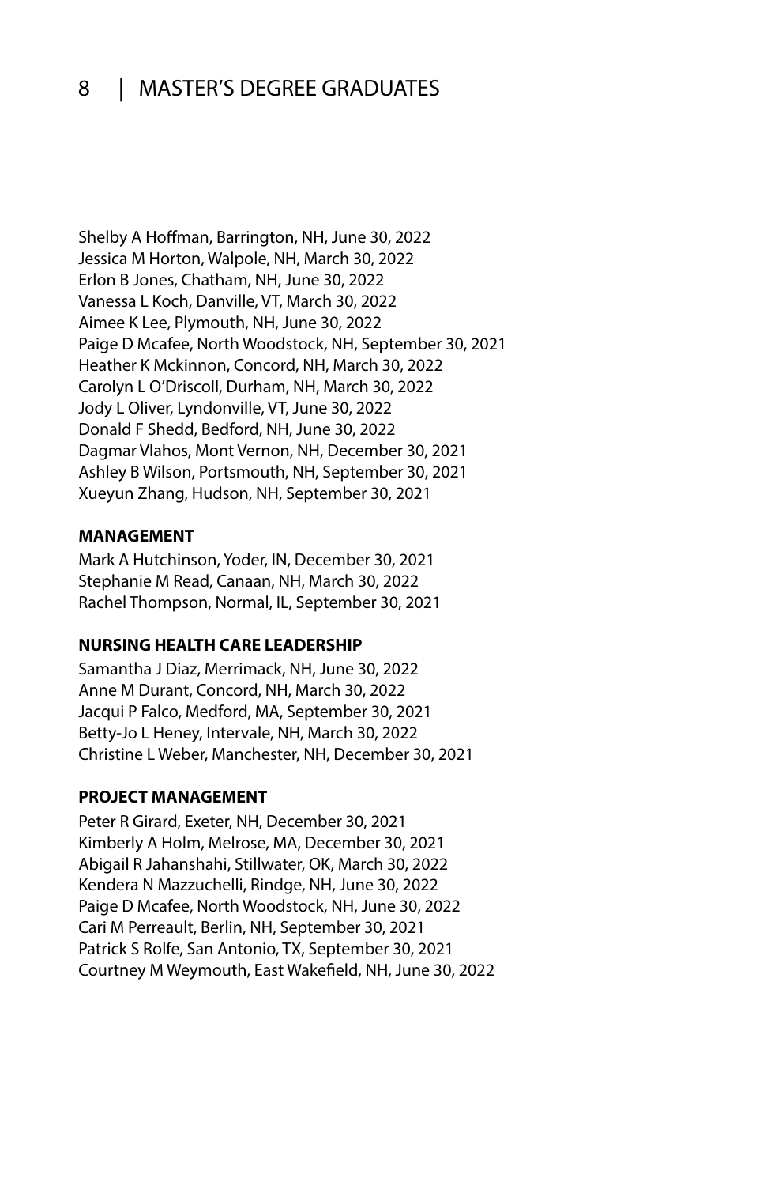Shelby A Hoffman, Barrington, NH, June 30, 2022
Jessica M Horton, Walpole, NH, March 30, 2022
Erlon B Jones, Chatham, NH, June 30, 2022
Vanessa L Koch, Danville, VT, March 30, 2022
Aimee K Lee, Plymouth, NH, June 30, 2022
Paige D Mcafee, North Woodstock, NH, September 30, 2021
Heather K Mckinnon, Concord, NH, March 30, 2022
Carolyn L O'Driscoll, Durham, NH, March 30, 2022
Jody L Oliver, Lyndonville, VT, June 30, 2022
Donald F Shedd, Bedford, NH, June 30, 2022
Dagmar Vlahos, Mont Vernon, NH, December 30, 2021
Ashley B Wilson, Portsmouth, NH, September 30, 2021
Xueyun Zhang, Hudson, NH, September 30, 2021

**MANAGEMENT**

Mark A Hutchinson, Yoder, IN, December 30, 2021
Stephanie M Read, Canaan, NH, March 30, 2022
Rachel Thompson, Normal, IL, September 30, 2021

**NURSING HEALTH CARE LEADERSHIP**

Samantha J Diaz, Merrimack, NH, June 30, 2022
Anne M Durant, Concord, NH, March 30, 2022
Jacqui P Falco, Medford, MA, September 30, 2021
Betty-Jo L Heney, Intervale, NH, March 30, 2022
Christine L Weber, Manchester, NH, December 30, 2021

**PROJECT MANAGEMENT**

Peter R Girard, Exeter, NH, December 30, 2021
Kimberly A Holm, Melrose, MA, December 30, 2021
Abigail R Jahanshahi, Stillwater, OK, March 30, 2022
Kendera N Mazzuchelli, Rindge, NH, June 30, 2022
Paige D Mcafee, North Woodstock, NH, June 30, 2022
Cari M Perreault, Berlin, NH, September 30, 2021
Patrick S Rolfe, San Antonio, TX, September 30, 2021
Courtney M Weymouth, East Wakefield, NH, June 30, 2022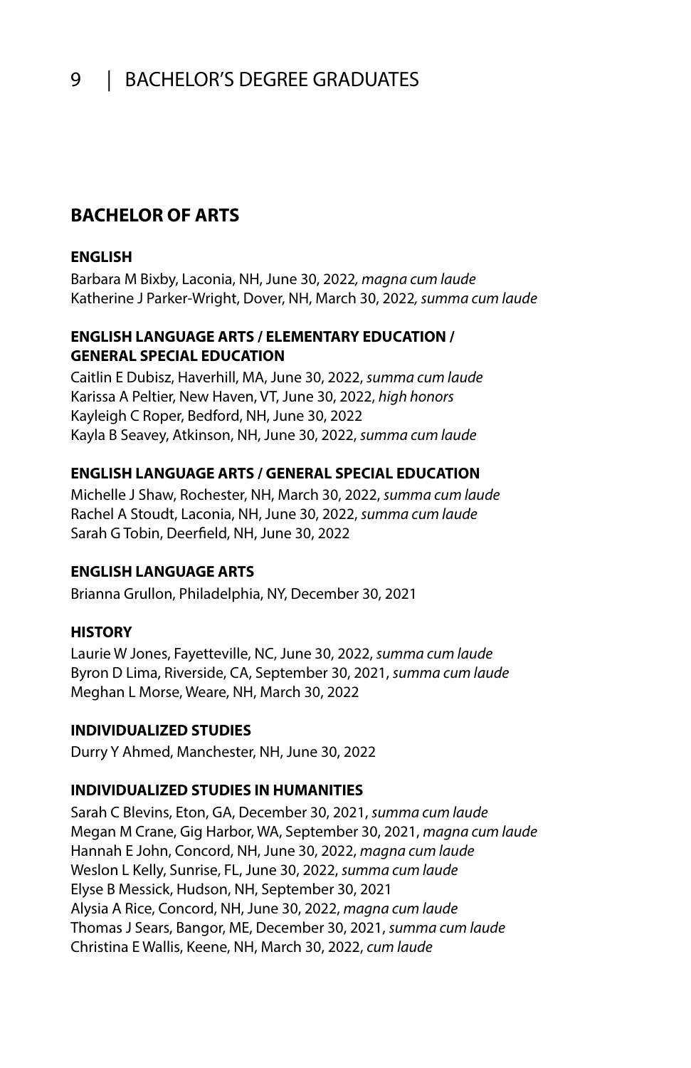## BACHELOR OF ARTS

### ENGLISH

Barbara M Bixby, Laconia, NH, June 30, 2022*, magna cum laude*
Katherine J Parker-Wright, Dover, NH, March 30, 2022*, summa cum laude*

### ENGLISH LANGUAGE ARTS / ELEMENTARY EDUCATION / GENERAL SPECIAL EDUCATION

Caitlin E Dubisz, Haverhill, MA, June 30, 2022, *summa cum laude*
Karissa A Peltier, New Haven, VT, June 30, 2022, *high honors*
Kayleigh C Roper, Bedford, NH, June 30, 2022
Kayla B Seavey, Atkinson, NH, June 30, 2022, *summa cum laude*

### ENGLISH LANGUAGE ARTS / GENERAL SPECIAL EDUCATION

Michelle J Shaw, Rochester, NH, March 30, 2022, *summa cum laude*
Rachel A Stoudt, Laconia, NH, June 30, 2022, *summa cum laude*
Sarah G Tobin, Deerfield, NH, June 30, 2022

### ENGLISH LANGUAGE ARTS

Brianna Grullon, Philadelphia, NY, December 30, 2021

### HISTORY

Laurie W Jones, Fayetteville, NC, June 30, 2022, *summa cum laude*
Byron D Lima, Riverside, CA, September 30, 2021, *summa cum laude*
Meghan L Morse, Weare, NH, March 30, 2022

### INDIVIDUALIZED STUDIES

Durry Y Ahmed, Manchester, NH, June 30, 2022

### INDIVIDUALIZED STUDIES IN HUMANITIES

Sarah C Blevins, Eton, GA, December 30, 2021, *summa cum laude*
Megan M Crane, Gig Harbor, WA, September 30, 2021, *magna cum laude*
Hannah E John, Concord, NH, June 30, 2022, *magna cum laude*
Weslon L Kelly, Sunrise, FL, June 30, 2022, *summa cum laude*
Elyse B Messick, Hudson, NH, September 30, 2021
Alysia A Rice, Concord, NH, June 30, 2022, *magna cum laude*
Thomas J Sears, Bangor, ME, December 30, 2021, *summa cum laude*
Christina E Wallis, Keene, NH, March 30, 2022, *cum laude*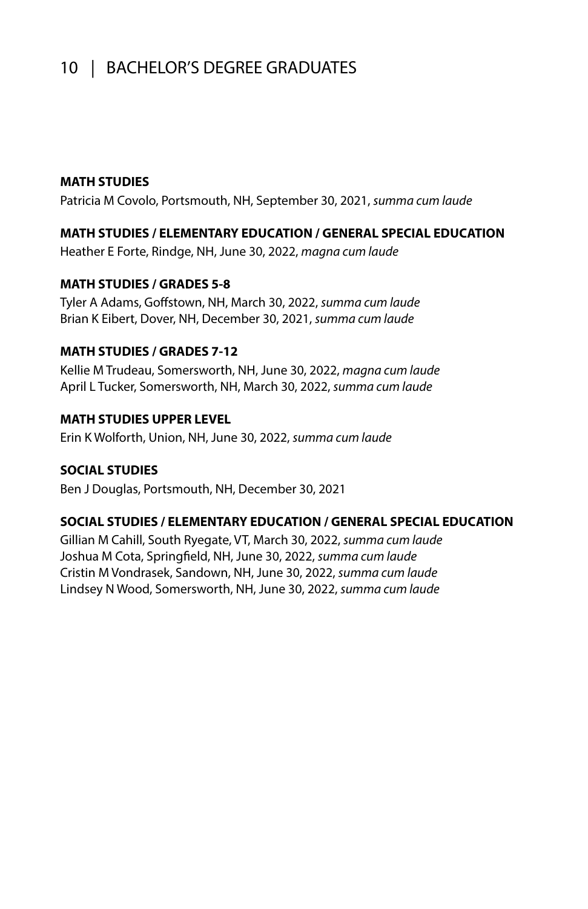**MATH STUDIES**

Patricia M Covolo, Portsmouth, NH, September 30, 2021, *summa cum laude*

**MATH STUDIES / ELEMENTARY EDUCATION / GENERAL SPECIAL EDUCATION**

Heather E Forte, Rindge, NH, June 30, 2022, *magna cum laude*

**MATH STUDIES / GRADES 5-8**

Tyler A Adams, Goffstown, NH, March 30, 2022, *summa cum laude*
Brian K Eibert, Dover, NH, December 30, 2021, *summa cum laude*

**MATH STUDIES / GRADES 7-12**

Kellie M Trudeau, Somersworth, NH, June 30, 2022, *magna cum laude*
April L Tucker, Somersworth, NH, March 30, 2022, *summa cum laude*

**MATH STUDIES UPPER LEVEL**

Erin K Wolforth, Union, NH, June 30, 2022, *summa cum laude*

**SOCIAL STUDIES**

Ben J Douglas, Portsmouth, NH, December 30, 2021

**SOCIAL STUDIES / ELEMENTARY EDUCATION / GENERAL SPECIAL EDUCATION**

Gillian M Cahill, South Ryegate, VT, March 30, 2022, *summa cum laude*
Joshua M Cota, Springfield, NH, June 30, 2022, *summa cum laude*
Cristin M Vondrasek, Sandown, NH, June 30, 2022, *summa cum laude*
Lindsey N Wood, Somersworth, NH, June 30, 2022, *summa cum laude*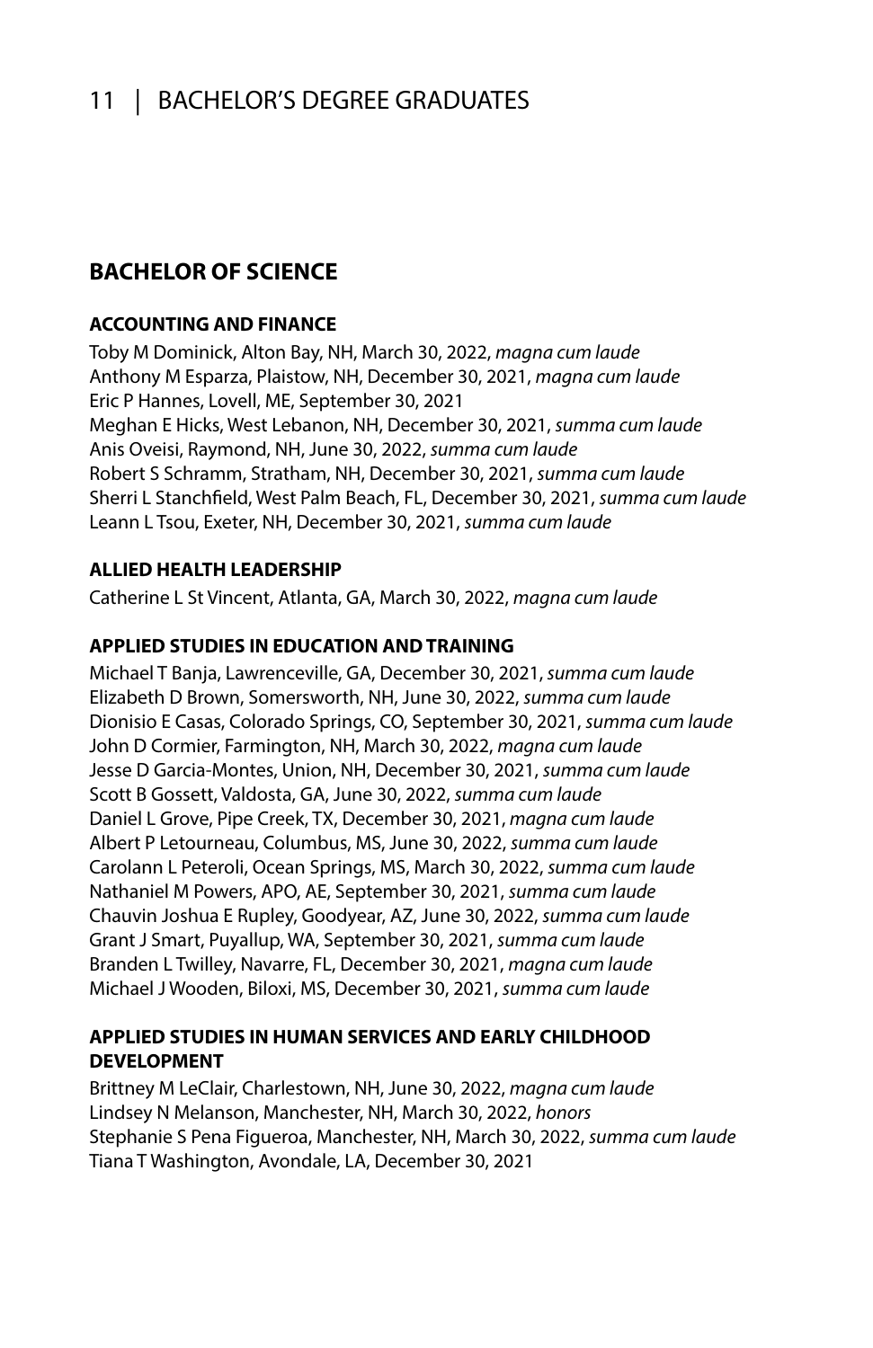## BACHELOR OF SCIENCE

### ACCOUNTING AND FINANCE

Toby M Dominick, Alton Bay, NH, March 30, 2022, *magna cum laude*
Anthony M Esparza, Plaistow, NH, December 30, 2021, *magna cum laude*
Eric P Hannes, Lovell, ME, September 30, 2021
Meghan E Hicks, West Lebanon, NH, December 30, 2021, *summa cum laude*
Anis Oveisi, Raymond, NH, June 30, 2022, *summa cum laude*
Robert S Schramm, Stratham, NH, December 30, 2021, *summa cum laude*
Sherri L Stanchfield, West Palm Beach, FL, December 30, 2021, *summa cum laude*
Leann L Tsou, Exeter, NH, December 30, 2021, *summa cum laude*

### ALLIED HEALTH LEADERSHIP

Catherine L St Vincent, Atlanta, GA, March 30, 2022, *magna cum laude*

### APPLIED STUDIES IN EDUCATION AND TRAINING

Michael T Banja, Lawrenceville, GA, December 30, 2021, *summa cum laude*
Elizabeth D Brown, Somersworth, NH, June 30, 2022, *summa cum laude*
Dionisio E Casas, Colorado Springs, CO, September 30, 2021, *summa cum laude*
John D Cormier, Farmington, NH, March 30, 2022, *magna cum laude*
Jesse D Garcia-Montes, Union, NH, December 30, 2021, *summa cum laude*
Scott B Gossett, Valdosta, GA, June 30, 2022, *summa cum laude*
Daniel L Grove, Pipe Creek, TX, December 30, 2021, *magna cum laude*
Albert P Letourneau, Columbus, MS, June 30, 2022, *summa cum laude*
Carolann L Peteroli, Ocean Springs, MS, March 30, 2022, *summa cum laude*
Nathaniel M Powers, APO, AE, September 30, 2021, *summa cum laude*
Chauvin Joshua E Rupley, Goodyear, AZ, June 30, 2022, *summa cum laude*
Grant J Smart, Puyallup, WA, September 30, 2021, *summa cum laude*
Branden L Twilley, Navarre, FL, December 30, 2021, *magna cum laude*
Michael J Wooden, Biloxi, MS, December 30, 2021, *summa cum laude*

### APPLIED STUDIES IN HUMAN SERVICES AND EARLY CHILDHOOD DEVELOPMENT

Brittney M LeClair, Charlestown, NH, June 30, 2022, *magna cum laude*
Lindsey N Melanson, Manchester, NH, March 30, 2022, *honors*
Stephanie S Pena Figueroa, Manchester, NH, March 30, 2022, *summa cum laude*
Tiana T Washington, Avondale, LA, December 30, 2021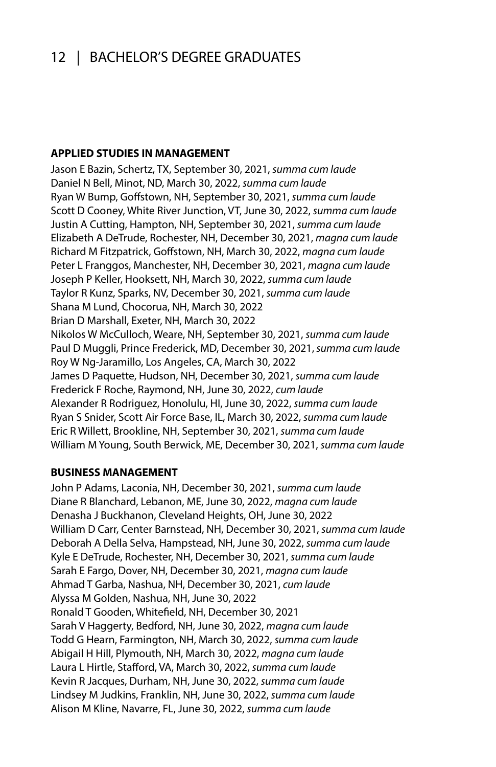## APPLIED STUDIES IN MANAGEMENT

Jason E Bazin, Schertz, TX, September 30, 2021, *summa cum laude*
Daniel N Bell, Minot, ND, March 30, 2022, *summa cum laude*
Ryan W Bump, Goffstown, NH, September 30, 2021, *summa cum laude*
Scott D Cooney, White River Junction, VT, June 30, 2022, *summa cum laude*
Justin A Cutting, Hampton, NH, September 30, 2021, *summa cum laude*
Elizabeth A DeTrude, Rochester, NH, December 30, 2021, *magna cum laude*
Richard M Fitzpatrick, Goffstown, NH, March 30, 2022, *magna cum laude*
Peter L Franggos, Manchester, NH, December 30, 2021, *magna cum laude*
Joseph P Keller, Hooksett, NH, March 30, 2022, *summa cum laude*
Taylor R Kunz, Sparks, NV, December 30, 2021, *summa cum laude*
Shana M Lund, Chocorua, NH, March 30, 2022
Brian D Marshall, Exeter, NH, March 30, 2022
Nikolos W McCulloch, Weare, NH, September 30, 2021, *summa cum laude*
Paul D Muggli, Prince Frederick, MD, December 30, 2021, *summa cum laude*
Roy W Ng-Jaramillo, Los Angeles, CA, March 30, 2022
James D Paquette, Hudson, NH, December 30, 2021, *summa cum laude*
Frederick F Roche, Raymond, NH, June 30, 2022, *cum laude*
Alexander R Rodriguez, Honolulu, HI, June 30, 2022, *summa cum laude*
Ryan S Snider, Scott Air Force Base, IL, March 30, 2022, *summa cum laude*
Eric R Willett, Brookline, NH, September 30, 2021, *summa cum laude*
William M Young, South Berwick, ME, December 30, 2021, *summa cum laude*

## BUSINESS MANAGEMENT

John P Adams, Laconia, NH, December 30, 2021, *summa cum laude*
Diane R Blanchard, Lebanon, ME, June 30, 2022, *magna cum laude*
Denasha J Buckhanon, Cleveland Heights, OH, June 30, 2022
William D Carr, Center Barnstead, NH, December 30, 2021, *summa cum laude*
Deborah A Della Selva, Hampstead, NH, June 30, 2022, *summa cum laude*
Kyle E DeTrude, Rochester, NH, December 30, 2021, *summa cum laude*
Sarah E Fargo, Dover, NH, December 30, 2021, *magna cum laude*
Ahmad T Garba, Nashua, NH, December 30, 2021, *cum laude*
Alyssa M Golden, Nashua, NH, June 30, 2022
Ronald T Gooden, Whitefield, NH, December 30, 2021
Sarah V Haggerty, Bedford, NH, June 30, 2022, *magna cum laude*
Todd G Hearn, Farmington, NH, March 30, 2022, *summa cum laude*
Abigail H Hill, Plymouth, NH, March 30, 2022, *magna cum laude*
Laura L Hirtle, Stafford, VA, March 30, 2022, *summa cum laude*
Kevin R Jacques, Durham, NH, June 30, 2022, *summa cum laude*
Lindsey M Judkins, Franklin, NH, June 30, 2022, *summa cum laude*
Alison M Kline, Navarre, FL, June 30, 2022, *summa cum laude*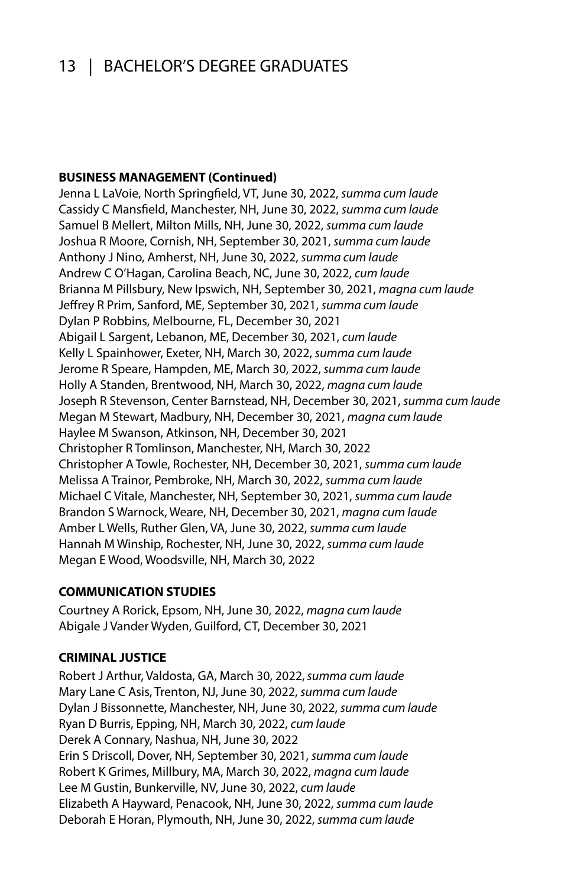**BUSINESS MANAGEMENT (Continued)**

Jenna L LaVoie, North Springfield, VT, June 30, 2022, *summa cum laude*
Cassidy C Mansfield, Manchester, NH, June 30, 2022, *summa cum laude*
Samuel B Mellert, Milton Mills, NH, June 30, 2022, *summa cum laude*
Joshua R Moore, Cornish, NH, September 30, 2021, *summa cum laude*
Anthony J Nino, Amherst, NH, June 30, 2022, *summa cum laude*
Andrew C O'Hagan, Carolina Beach, NC, June 30, 2022, *cum laude*
Brianna M Pillsbury, New Ipswich, NH, September 30, 2021, *magna cum laude*
Jeffrey R Prim, Sanford, ME, September 30, 2021, *summa cum laude*
Dylan P Robbins, Melbourne, FL, December 30, 2021
Abigail L Sargent, Lebanon, ME, December 30, 2021, *cum laude*
Kelly L Spainhower, Exeter, NH, March 30, 2022, *summa cum laude*
Jerome R Speare, Hampden, ME, March 30, 2022, *summa cum laude*
Holly A Standen, Brentwood, NH, March 30, 2022, *magna cum laude*
Joseph R Stevenson, Center Barnstead, NH, December 30, 2021, *summa cum laude*
Megan M Stewart, Madbury, NH, December 30, 2021, *magna cum laude*
Haylee M Swanson, Atkinson, NH, December 30, 2021
Christopher R Tomlinson, Manchester, NH, March 30, 2022
Christopher A Towle, Rochester, NH, December 30, 2021, *summa cum laude*
Melissa A Trainor, Pembroke, NH, March 30, 2022, *summa cum laude*
Michael C Vitale, Manchester, NH, September 30, 2021, *summa cum laude*
Brandon S Warnock, Weare, NH, December 30, 2021, *magna cum laude*
Amber L Wells, Ruther Glen, VA, June 30, 2022, *summa cum laude*
Hannah M Winship, Rochester, NH, June 30, 2022, *summa cum laude*
Megan E Wood, Woodsville, NH, March 30, 2022

**COMMUNICATION STUDIES**

Courtney A Rorick, Epsom, NH, June 30, 2022, *magna cum laude*
Abigale J Vander Wyden, Guilford, CT, December 30, 2021

**CRIMINAL JUSTICE**

Robert J Arthur, Valdosta, GA, March 30, 2022, *summa cum laude*
Mary Lane C Asis, Trenton, NJ, June 30, 2022, *summa cum laude*
Dylan J Bissonnette, Manchester, NH, June 30, 2022, *summa cum laude*
Ryan D Burris, Epping, NH, March 30, 2022, *cum laude*
Derek A Connary, Nashua, NH, June 30, 2022
Erin S Driscoll, Dover, NH, September 30, 2021, *summa cum laude*
Robert K Grimes, Millbury, MA, March 30, 2022, *magna cum laude*
Lee M Gustin, Bunkerville, NV, June 30, 2022, *cum laude*
Elizabeth A Hayward, Penacook, NH, June 30, 2022, *summa cum laude*
Deborah E Horan, Plymouth, NH, June 30, 2022, *summa cum laude*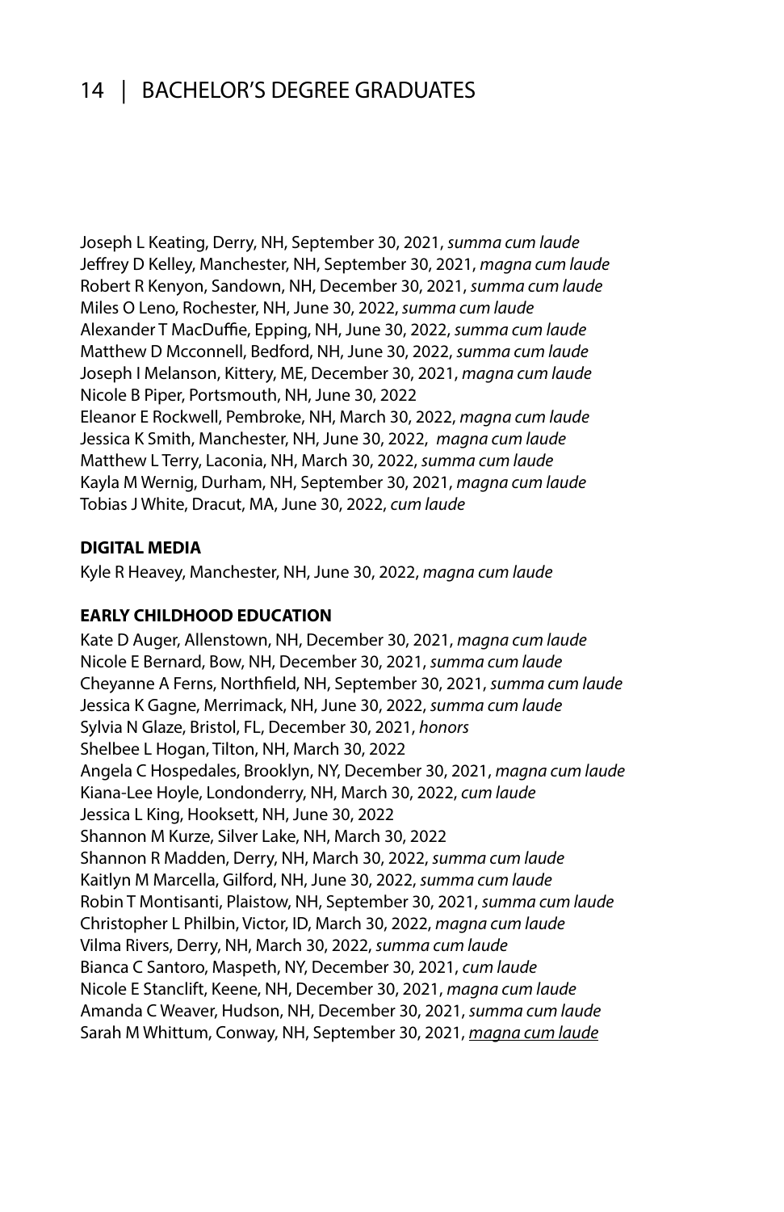Joseph L Keating, Derry, NH, September 30, 2021, *summa cum laude*
Jeffrey D Kelley, Manchester, NH, September 30, 2021, *magna cum laude*
Robert R Kenyon, Sandown, NH, December 30, 2021, *summa cum laude*
Miles O Leno, Rochester, NH, June 30, 2022, *summa cum laude*
Alexander T MacDuffie, Epping, NH, June 30, 2022, *summa cum laude*
Matthew D Mcconnell, Bedford, NH, June 30, 2022, *summa cum laude*
Joseph I Melanson, Kittery, ME, December 30, 2021, *magna cum laude*
Nicole B Piper, Portsmouth, NH, June 30, 2022
Eleanor E Rockwell, Pembroke, NH, March 30, 2022, *magna cum laude*
Jessica K Smith, Manchester, NH, June 30, 2022, *magna cum laude*
Matthew L Terry, Laconia, NH, March 30, 2022, *summa cum laude*
Kayla M Wernig, Durham, NH, September 30, 2021, *magna cum laude*
Tobias J White, Dracut, MA, June 30, 2022, *cum laude*

**DIGITAL MEDIA**

Kyle R Heavey, Manchester, NH, June 30, 2022, *magna cum laude*

**EARLY CHILDHOOD EDUCATION**

Kate D Auger, Allenstown, NH, December 30, 2021, *magna cum laude*
Nicole E Bernard, Bow, NH, December 30, 2021, *summa cum laude*
Cheyanne A Ferns, Northfield, NH, September 30, 2021, *summa cum laude*
Jessica K Gagne, Merrimack, NH, June 30, 2022, *summa cum laude*
Sylvia N Glaze, Bristol, FL, December 30, 2021, *honors*
Shelbee L Hogan, Tilton, NH, March 30, 2022
Angela C Hospedales, Brooklyn, NY, December 30, 2021, *magna cum laude*
Kiana-Lee Hoyle, Londonderry, NH, March 30, 2022, *cum laude*
Jessica L King, Hooksett, NH, June 30, 2022
Shannon M Kurze, Silver Lake, NH, March 30, 2022
Shannon R Madden, Derry, NH, March 30, 2022, *summa cum laude*
Kaitlyn M Marcella, Gilford, NH, June 30, 2022, *summa cum laude*
Robin T Montisanti, Plaistow, NH, September 30, 2021, *summa cum laude*
Christopher L Philbin, Victor, ID, March 30, 2022, *magna cum laude*
Vilma Rivers, Derry, NH, March 30, 2022, *summa cum laude*
Bianca C Santoro, Maspeth, NY, December 30, 2021, *cum laude*
Nicole E Stanclift, Keene, NH, December 30, 2021, *magna cum laude*
Amanda C Weaver, Hudson, NH, December 30, 2021, *summa cum laude*
Sarah M Whittum, Conway, NH, September 30, 2021, *magna cum laude*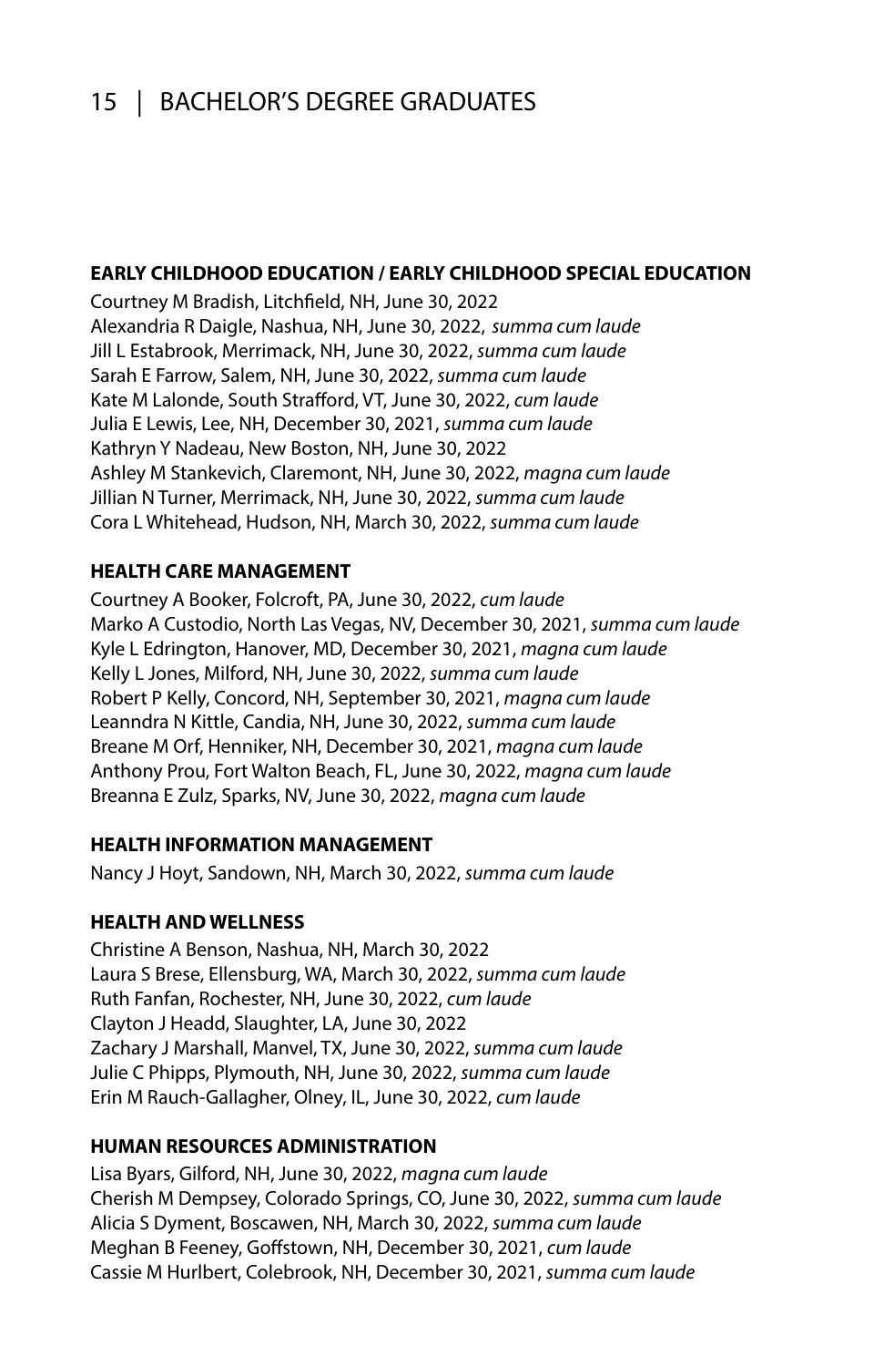### EARLY CHILDHOOD EDUCATION / EARLY CHILDHOOD SPECIAL EDUCATION

Courtney M Bradish, Litchfield, NH, June 30, 2022
Alexandria R Daigle, Nashua, NH, June 30, 2022, *summa cum laude*
Jill L Estabrook, Merrimack, NH, June 30, 2022, *summa cum laude*
Sarah E Farrow, Salem, NH, June 30, 2022, *summa cum laude*
Kate M Lalonde, South Strafford, VT, June 30, 2022, *cum laude*
Julia E Lewis, Lee, NH, December 30, 2021, *summa cum laude*
Kathryn Y Nadeau, New Boston, NH, June 30, 2022
Ashley M Stankevich, Claremont, NH, June 30, 2022, *magna cum laude*
Jillian N Turner, Merrimack, NH, June 30, 2022, *summa cum laude*
Cora L Whitehead, Hudson, NH, March 30, 2022, *summa cum laude*

### HEALTH CARE MANAGEMENT

Courtney A Booker, Folcroft, PA, June 30, 2022, *cum laude*
Marko A Custodio, North Las Vegas, NV, December 30, 2021, *summa cum laude*
Kyle L Edrington, Hanover, MD, December 30, 2021, *magna cum laude*
Kelly L Jones, Milford, NH, June 30, 2022, *summa cum laude*
Robert P Kelly, Concord, NH, September 30, 2021, *magna cum laude*
Leanndra N Kittle, Candia, NH, June 30, 2022, *summa cum laude*
Breane M Orf, Henniker, NH, December 30, 2021, *magna cum laude*
Anthony Prou, Fort Walton Beach, FL, June 30, 2022, *magna cum laude*
Breanna E Zulz, Sparks, NV, June 30, 2022, *magna cum laude*

### HEALTH INFORMATION MANAGEMENT

Nancy J Hoyt, Sandown, NH, March 30, 2022, *summa cum laude*

### HEALTH AND WELLNESS

Christine A Benson, Nashua, NH, March 30, 2022
Laura S Brese, Ellensburg, WA, March 30, 2022, *summa cum laude*
Ruth Fanfan, Rochester, NH, June 30, 2022, *cum laude*
Clayton J Headd, Slaughter, LA, June 30, 2022
Zachary J Marshall, Manvel, TX, June 30, 2022, *summa cum laude*
Julie C Phipps, Plymouth, NH, June 30, 2022, *summa cum laude*
Erin M Rauch-Gallagher, Olney, IL, June 30, 2022, *cum laude*

### HUMAN RESOURCES ADMINISTRATION

Lisa Byars, Gilford, NH, June 30, 2022, *magna cum laude*
Cherish M Dempsey, Colorado Springs, CO, June 30, 2022, *summa cum laude*
Alicia S Dyment, Boscawen, NH, March 30, 2022, *summa cum laude*
Meghan B Feeney, Goffstown, NH, December 30, 2021, *cum laude*
Cassie M Hurlbert, Colebrook, NH, December 30, 2021, *summa cum laude*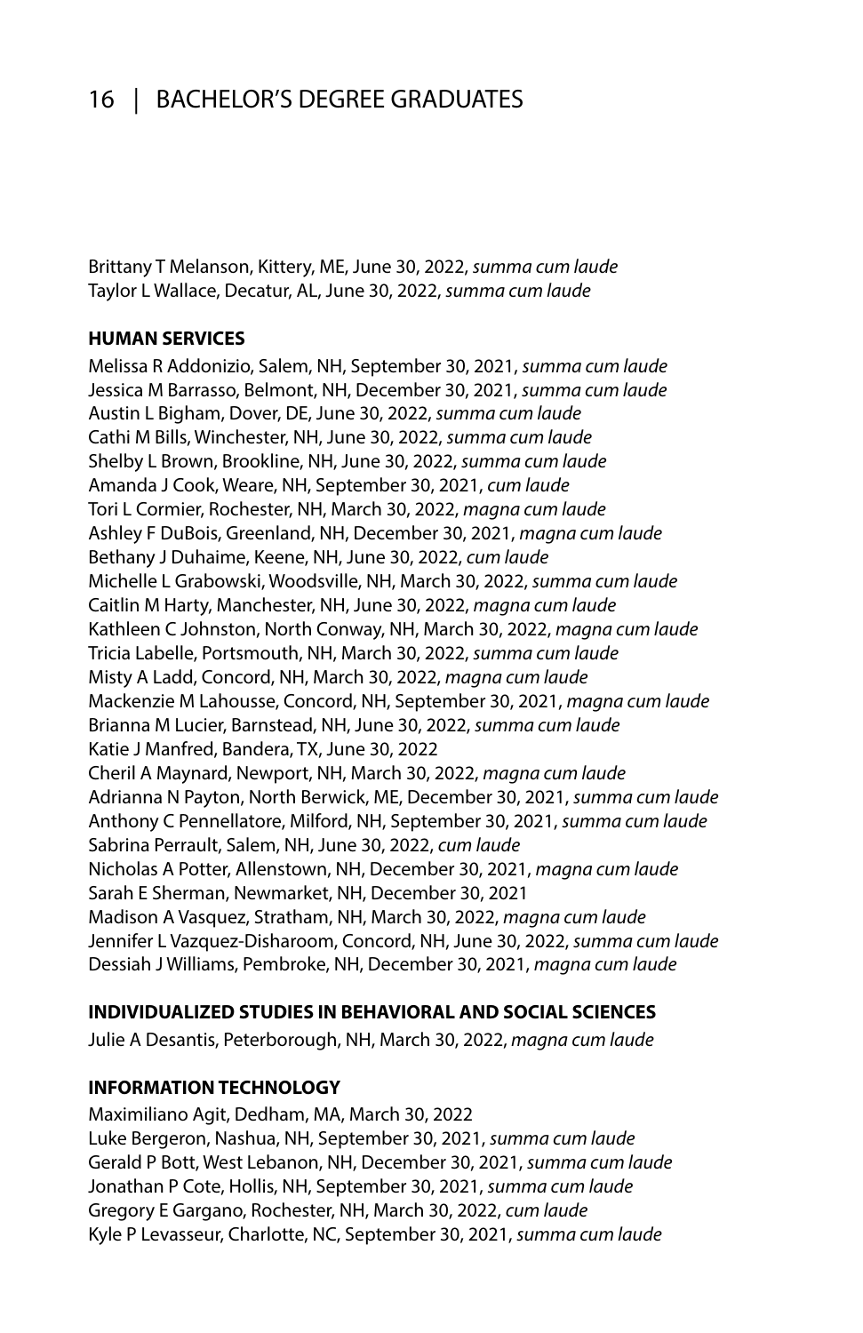Brittany T Melanson, Kittery, ME, June 30, 2022, *summa cum laude*
Taylor L Wallace, Decatur, AL, June 30, 2022, *summa cum laude*

**HUMAN SERVICES**

Melissa R Addonizio, Salem, NH, September 30, 2021, *summa cum laude*
Jessica M Barrasso, Belmont, NH, December 30, 2021, *summa cum laude*
Austin L Bigham, Dover, DE, June 30, 2022, *summa cum laude*
Cathi M Bills, Winchester, NH, June 30, 2022, *summa cum laude*
Shelby L Brown, Brookline, NH, June 30, 2022, *summa cum laude*
Amanda J Cook, Weare, NH, September 30, 2021, *cum laude*
Tori L Cormier, Rochester, NH, March 30, 2022, *magna cum laude*
Ashley F DuBois, Greenland, NH, December 30, 2021, *magna cum laude*
Bethany J Duhaime, Keene, NH, June 30, 2022, *cum laude*
Michelle L Grabowski, Woodsville, NH, March 30, 2022, *summa cum laude*
Caitlin M Harty, Manchester, NH, June 30, 2022, *magna cum laude*
Kathleen C Johnston, North Conway, NH, March 30, 2022, *magna cum laude*
Tricia Labelle, Portsmouth, NH, March 30, 2022, *summa cum laude*
Misty A Ladd, Concord, NH, March 30, 2022, *magna cum laude*
Mackenzie M Lahousse, Concord, NH, September 30, 2021, *magna cum laude*
Brianna M Lucier, Barnstead, NH, June 30, 2022, *summa cum laude*
Katie J Manfred, Bandera, TX, June 30, 2022
Cheril A Maynard, Newport, NH, March 30, 2022, *magna cum laude*
Adrianna N Payton, North Berwick, ME, December 30, 2021, *summa cum laude*
Anthony C Pennellatore, Milford, NH, September 30, 2021, *summa cum laude*
Sabrina Perrault, Salem, NH, June 30, 2022, *cum laude*
Nicholas A Potter, Allenstown, NH, December 30, 2021, *magna cum laude*
Sarah E Sherman, Newmarket, NH, December 30, 2021
Madison A Vasquez, Stratham, NH, March 30, 2022, *magna cum laude*
Jennifer L Vazquez-Disharoom, Concord, NH, June 30, 2022, *summa cum laude*
Dessiah J Williams, Pembroke, NH, December 30, 2021, *magna cum laude*

**INDIVIDUALIZED STUDIES IN BEHAVIORAL AND SOCIAL SCIENCES**

Julie A Desantis, Peterborough, NH, March 30, 2022, *magna cum laude*

**INFORMATION TECHNOLOGY**

Maximiliano Agit, Dedham, MA, March 30, 2022
Luke Bergeron, Nashua, NH, September 30, 2021, *summa cum laude*
Gerald P Bott, West Lebanon, NH, December 30, 2021, *summa cum laude*
Jonathan P Cote, Hollis, NH, September 30, 2021, *summa cum laude*
Gregory E Gargano, Rochester, NH, March 30, 2022, *cum laude*
Kyle P Levasseur, Charlotte, NC, September 30, 2021, *summa cum laude*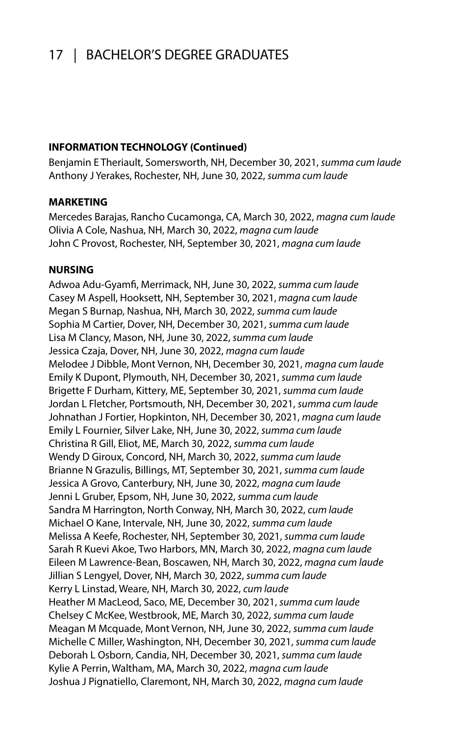**INFORMATION TECHNOLOGY (Continued)**

Benjamin E Theriault, Somersworth, NH, December 30, 2021, *summa cum laude*
Anthony J Yerakes, Rochester, NH, June 30, 2022, *summa cum laude*

**MARKETING**

Mercedes Barajas, Rancho Cucamonga, CA, March 30, 2022, *magna cum laude*
Olivia A Cole, Nashua, NH, March 30, 2022, *magna cum laude*
John C Provost, Rochester, NH, September 30, 2021, *magna cum laude*

**NURSING**

Adwoa Adu-Gyamfi, Merrimack, NH, June 30, 2022, *summa cum laude*
Casey M Aspell, Hooksett, NH, September 30, 2021, *magna cum laude*
Megan S Burnap, Nashua, NH, March 30, 2022, *summa cum laude*
Sophia M Cartier, Dover, NH, December 30, 2021, *summa cum laude*
Lisa M Clancy, Mason, NH, June 30, 2022, *summa cum laude*
Jessica Czaja, Dover, NH, June 30, 2022, *magna cum laude*
Melodee J Dibble, Mont Vernon, NH, December 30, 2021, *magna cum laude*
Emily K Dupont, Plymouth, NH, December 30, 2021, *summa cum laude*
Brigette F Durham, Kittery, ME, September 30, 2021, *summa cum laude*
Jordan L Fletcher, Portsmouth, NH, December 30, 2021, *summa cum laude*
Johnathan J Fortier, Hopkinton, NH, December 30, 2021, *magna cum laude*
Emily L Fournier, Silver Lake, NH, June 30, 2022, *summa cum laude*
Christina R Gill, Eliot, ME, March 30, 2022, *summa cum laude*
Wendy D Giroux, Concord, NH, March 30, 2022, *summa cum laude*
Brianne N Grazulis, Billings, MT, September 30, 2021, *summa cum laude*
Jessica A Grovo, Canterbury, NH, June 30, 2022, *magna cum laude*
Jenni L Gruber, Epsom, NH, June 30, 2022, *summa cum laude*
Sandra M Harrington, North Conway, NH, March 30, 2022, *cum laude*
Michael O Kane, Intervale, NH, June 30, 2022, *summa cum laude*
Melissa A Keefe, Rochester, NH, September 30, 2021, *summa cum laude*
Sarah R Kuevi Akoe, Two Harbors, MN, March 30, 2022, *magna cum laude*
Eileen M Lawrence-Bean, Boscawen, NH, March 30, 2022, *magna cum laude*
Jillian S Lengyel, Dover, NH, March 30, 2022, *summa cum laude*
Kerry L Linstad, Weare, NH, March 30, 2022, *cum laude*
Heather M MacLeod, Saco, ME, December 30, 2021, *summa cum laude*
Chelsey C McKee, Westbrook, ME, March 30, 2022, *summa cum laude*
Meagan M Mcquade, Mont Vernon, NH, June 30, 2022, *summa cum laude*
Michelle C Miller, Washington, NH, December 30, 2021, *summa cum laude*
Deborah L Osborn, Candia, NH, December 30, 2021, *summa cum laude*
Kylie A Perrin, Waltham, MA, March 30, 2022, *magna cum laude*
Joshua J Pignatiello, Claremont, NH, March 30, 2022, *magna cum laude*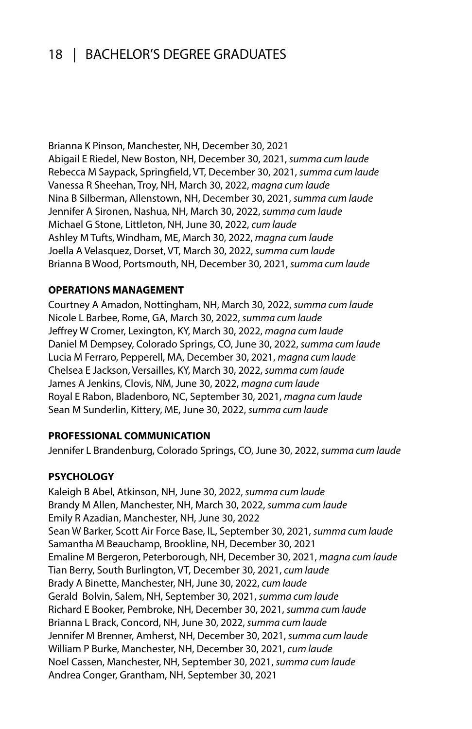Brianna K Pinson, Manchester, NH, December 30, 2021
Abigail E Riedel, New Boston, NH, December 30, 2021, *summa cum laude*
Rebecca M Saypack, Springfield, VT, December 30, 2021, *summa cum laude*
Vanessa R Sheehan, Troy, NH, March 30, 2022, *magna cum laude*
Nina B Silberman, Allenstown, NH, December 30, 2021, *summa cum laude*
Jennifer A Sironen, Nashua, NH, March 30, 2022, *summa cum laude*
Michael G Stone, Littleton, NH, June 30, 2022, *cum laude*
Ashley M Tufts, Windham, ME, March 30, 2022, *magna cum laude*
Joella A Velasquez, Dorset, VT, March 30, 2022, *summa cum laude*
Brianna B Wood, Portsmouth, NH, December 30, 2021, *summa cum laude*

**OPERATIONS MANAGEMENT**

Courtney A Amadon, Nottingham, NH, March 30, 2022, *summa cum laude*
Nicole L Barbee, Rome, GA, March 30, 2022, *summa cum laude*
Jeffrey W Cromer, Lexington, KY, March 30, 2022, *magna cum laude*
Daniel M Dempsey, Colorado Springs, CO, June 30, 2022, *summa cum laude*
Lucia M Ferraro, Pepperell, MA, December 30, 2021, *magna cum laude*
Chelsea E Jackson, Versailles, KY, March 30, 2022, *summa cum laude*
James A Jenkins, Clovis, NM, June 30, 2022, *magna cum laude*
Royal E Rabon, Bladenboro, NC, September 30, 2021, *magna cum laude*
Sean M Sunderlin, Kittery, ME, June 30, 2022, *summa cum laude*

**PROFESSIONAL COMMUNICATION**

Jennifer L Brandenburg, Colorado Springs, CO, June 30, 2022, *summa cum laude*

**PSYCHOLOGY**

Kaleigh B Abel, Atkinson, NH, June 30, 2022, *summa cum laude*
Brandy M Allen, Manchester, NH, March 30, 2022, *summa cum laude*
Emily R Azadian, Manchester, NH, June 30, 2022
Sean W Barker, Scott Air Force Base, IL, September 30, 2021, *summa cum laude*
Samantha M Beauchamp, Brookline, NH, December 30, 2021
Emaline M Bergeron, Peterborough, NH, December 30, 2021, *magna cum laude*
Tian Berry, South Burlington, VT, December 30, 2021, *cum laude*
Brady A Binette, Manchester, NH, June 30, 2022, *cum laude*
Gerald Bolvin, Salem, NH, September 30, 2021, *summa cum laude*
Richard E Booker, Pembroke, NH, December 30, 2021, *summa cum laude*
Brianna L Brack, Concord, NH, June 30, 2022, *summa cum laude*
Jennifer M Brenner, Amherst, NH, December 30, 2021, *summa cum laude*
William P Burke, Manchester, NH, December 30, 2021, *cum laude*
Noel Cassen, Manchester, NH, September 30, 2021, *summa cum laude*
Andrea Conger, Grantham, NH, September 30, 2021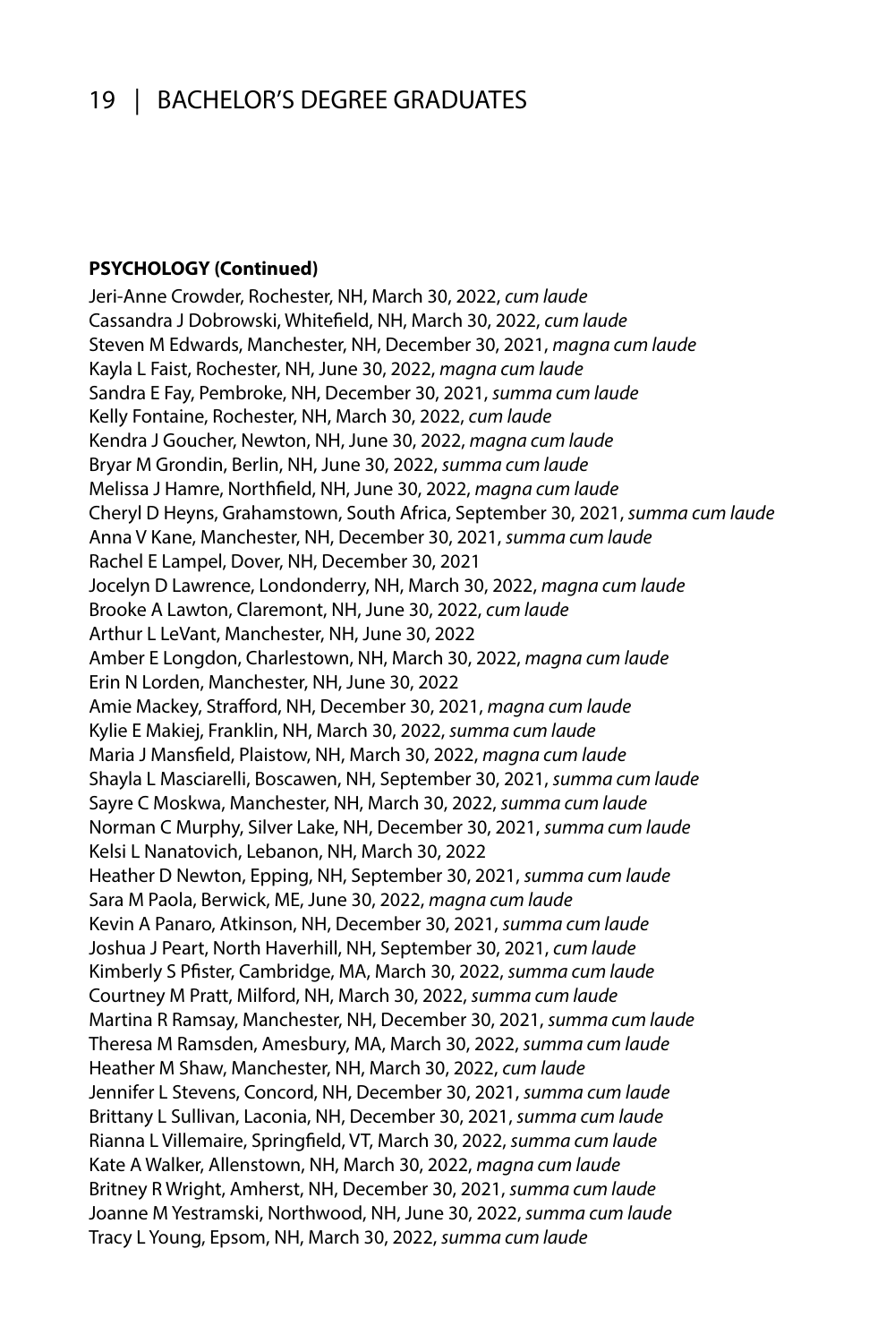**PSYCHOLOGY (Continued)**

Jeri-Anne Crowder, Rochester, NH, March 30, 2022, *cum laude*
Cassandra J Dobrowski, Whitefield, NH, March 30, 2022, *cum laude*
Steven M Edwards, Manchester, NH, December 30, 2021, *magna cum laude*
Kayla L Faist, Rochester, NH, June 30, 2022, *magna cum laude*
Sandra E Fay, Pembroke, NH, December 30, 2021, *summa cum laude*
Kelly Fontaine, Rochester, NH, March 30, 2022, *cum laude*
Kendra J Goucher, Newton, NH, June 30, 2022, *magna cum laude*
Bryar M Grondin, Berlin, NH, June 30, 2022, *summa cum laude*
Melissa J Hamre, Northfield, NH, June 30, 2022, *magna cum laude*
Cheryl D Heyns, Grahamstown, South Africa, September 30, 2021, *summa cum laude*
Anna V Kane, Manchester, NH, December 30, 2021, *summa cum laude*
Rachel E Lampel, Dover, NH, December 30, 2021
Jocelyn D Lawrence, Londonderry, NH, March 30, 2022, *magna cum laude*
Brooke A Lawton, Claremont, NH, June 30, 2022, *cum laude*
Arthur L LeVant, Manchester, NH, June 30, 2022
Amber E Longdon, Charlestown, NH, March 30, 2022, *magna cum laude*
Erin N Lorden, Manchester, NH, June 30, 2022
Amie Mackey, Strafford, NH, December 30, 2021, *magna cum laude*
Kylie E Makiej, Franklin, NH, March 30, 2022, *summa cum laude*
Maria J Mansfield, Plaistow, NH, March 30, 2022, *magna cum laude*
Shayla L Masciarelli, Boscawen, NH, September 30, 2021, *summa cum laude*
Sayre C Moskwa, Manchester, NH, March 30, 2022, *summa cum laude*
Norman C Murphy, Silver Lake, NH, December 30, 2021, *summa cum laude*
Kelsi L Nanatovich, Lebanon, NH, March 30, 2022
Heather D Newton, Epping, NH, September 30, 2021, *summa cum laude*
Sara M Paola, Berwick, ME, June 30, 2022, *magna cum laude*
Kevin A Panaro, Atkinson, NH, December 30, 2021, *summa cum laude*
Joshua J Peart, North Haverhill, NH, September 30, 2021, *cum laude*
Kimberly S Pfister, Cambridge, MA, March 30, 2022, *summa cum laude*
Courtney M Pratt, Milford, NH, March 30, 2022, *summa cum laude*
Martina R Ramsay, Manchester, NH, December 30, 2021, *summa cum laude*
Theresa M Ramsden, Amesbury, MA, March 30, 2022, *summa cum laude*
Heather M Shaw, Manchester, NH, March 30, 2022, *cum laude*
Jennifer L Stevens, Concord, NH, December 30, 2021, *summa cum laude*
Brittany L Sullivan, Laconia, NH, December 30, 2021, *summa cum laude*
Rianna L Villemaire, Springfield, VT, March 30, 2022, *summa cum laude*
Kate A Walker, Allenstown, NH, March 30, 2022, *magna cum laude*
Britney R Wright, Amherst, NH, December 30, 2021, *summa cum laude*
Joanne M Yestramski, Northwood, NH, June 30, 2022, *summa cum laude*
Tracy L Young, Epsom, NH, March 30, 2022, *summa cum laude*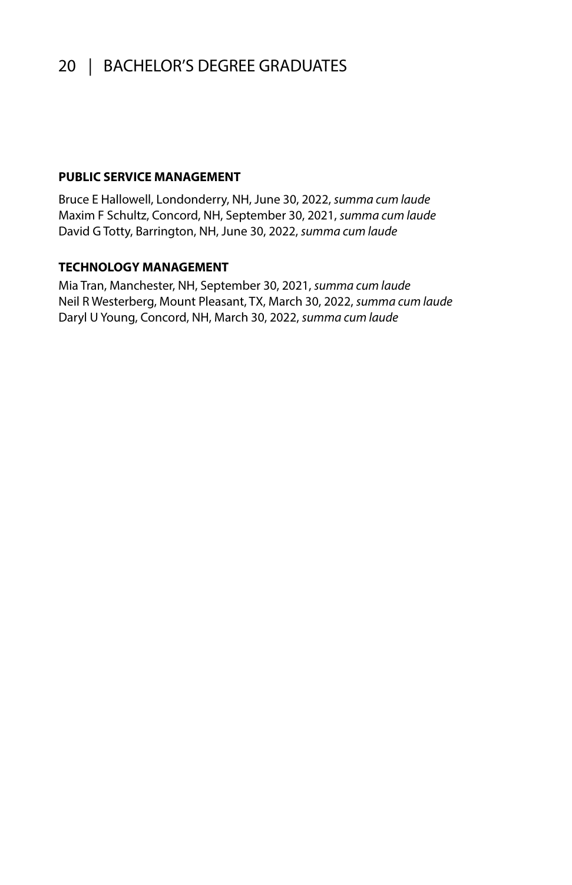### PUBLIC SERVICE MANAGEMENT

Bruce E Hallowell, Londonderry, NH, June 30, 2022, *summa cum laude*
Maxim F Schultz, Concord, NH, September 30, 2021, *summa cum laude*
David G Totty, Barrington, NH, June 30, 2022, *summa cum laude*

### TECHNOLOGY MANAGEMENT

Mia Tran, Manchester, NH, September 30, 2021, *summa cum laude*
Neil R Westerberg, Mount Pleasant, TX, March 30, 2022, *summa cum laude*
Daryl U Young, Concord, NH, March 30, 2022, *summa cum laude*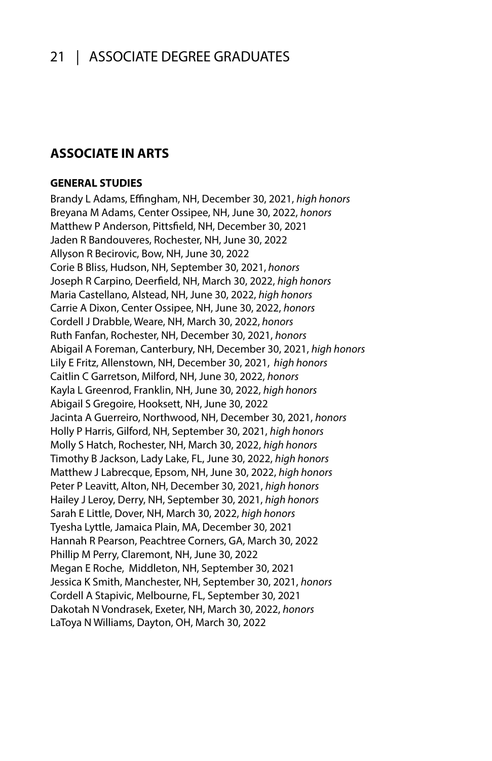## ASSOCIATE IN ARTS

### GENERAL STUDIES

Brandy L Adams, Effingham, NH, December 30, 2021, *high honors*
Breyana M Adams, Center Ossipee, NH, June 30, 2022, *honors*
Matthew P Anderson, Pittsfield, NH, December 30, 2021
Jaden R Bandouveres, Rochester, NH, June 30, 2022
Allyson R Becirovic, Bow, NH, June 30, 2022
Corie B Bliss, Hudson, NH, September 30, 2021, *honors*
Joseph R Carpino, Deerfield, NH, March 30, 2022, *high honors*
Maria Castellano, Alstead, NH, June 30, 2022, *high honors*
Carrie A Dixon, Center Ossipee, NH, June 30, 2022, *honors*
Cordell J Drabble, Weare, NH, March 30, 2022, *honors*
Ruth Fanfan, Rochester, NH, December 30, 2021, *honors*
Abigail A Foreman, Canterbury, NH, December 30, 2021, *high honors*
Lily E Fritz, Allenstown, NH, December 30, 2021, *high honors*
Caitlin C Garretson, Milford, NH, June 30, 2022, *honors*
Kayla L Greenrod, Franklin, NH, June 30, 2022, *high honors*
Abigail S Gregoire, Hooksett, NH, June 30, 2022
Jacinta A Guerreiro, Northwood, NH, December 30, 2021, *honors*
Holly P Harris, Gilford, NH, September 30, 2021, *high honors*
Molly S Hatch, Rochester, NH, March 30, 2022, *high honors*
Timothy B Jackson, Lady Lake, FL, June 30, 2022, *high honors*
Matthew J Labrecque, Epsom, NH, June 30, 2022, *high honors*
Peter P Leavitt, Alton, NH, December 30, 2021, *high honors*
Hailey J Leroy, Derry, NH, September 30, 2021, *high honors*
Sarah E Little, Dover, NH, March 30, 2022, *high honors*
Tyesha Lyttle, Jamaica Plain, MA, December 30, 2021
Hannah R Pearson, Peachtree Corners, GA, March 30, 2022
Phillip M Perry, Claremont, NH, June 30, 2022
Megan E Roche, Middleton, NH, September 30, 2021
Jessica K Smith, Manchester, NH, September 30, 2021, *honors*
Cordell A Stapivic, Melbourne, FL, September 30, 2021
Dakotah N Vondrasek, Exeter, NH, March 30, 2022, *honors*
LaToya N Williams, Dayton, OH, March 30, 2022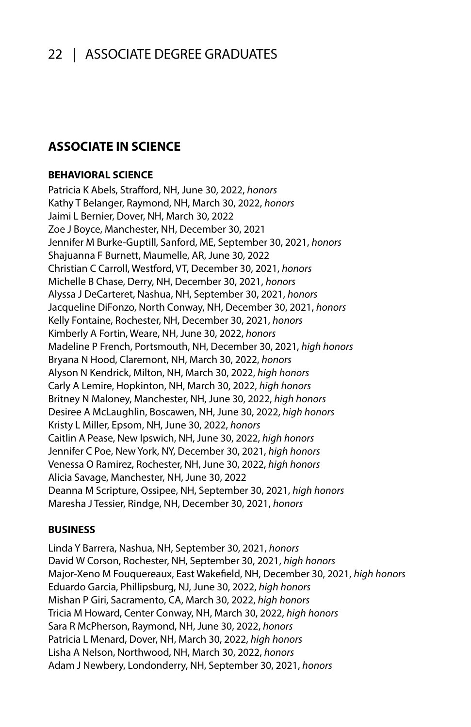## ASSOCIATE IN SCIENCE

### BEHAVIORAL SCIENCE

Patricia K Abels, Strafford, NH, June 30, 2022, *honors*
Kathy T Belanger, Raymond, NH, March 30, 2022, *honors*
Jaimi L Bernier, Dover, NH, March 30, 2022
Zoe J Boyce, Manchester, NH, December 30, 2021
Jennifer M Burke-Guptill, Sanford, ME, September 30, 2021, *honors*
Shajuanna F Burnett, Maumelle, AR, June 30, 2022
Christian C Carroll, Westford, VT, December 30, 2021, *honors*
Michelle B Chase, Derry, NH, December 30, 2021, *honors*
Alyssa J DeCarteret, Nashua, NH, September 30, 2021, *honors*
Jacqueline DiFonzo, North Conway, NH, December 30, 2021, *honors*
Kelly Fontaine, Rochester, NH, December 30, 2021, *honors*
Kimberly A Fortin, Weare, NH, June 30, 2022, *honors*
Madeline P French, Portsmouth, NH, December 30, 2021, *high honors*
Bryana N Hood, Claremont, NH, March 30, 2022, *honors*
Alyson N Kendrick, Milton, NH, March 30, 2022, *high honors*
Carly A Lemire, Hopkinton, NH, March 30, 2022, *high honors*
Britney N Maloney, Manchester, NH, June 30, 2022, *high honors*
Desiree A McLaughlin, Boscawen, NH, June 30, 2022, *high honors*
Kristy L Miller, Epsom, NH, June 30, 2022, *honors*
Caitlin A Pease, New Ipswich, NH, June 30, 2022, *high honors*
Jennifer C Poe, New York, NY, December 30, 2021, *high honors*
Venessa O Ramirez, Rochester, NH, June 30, 2022, *high honors*
Alicia Savage, Manchester, NH, June 30, 2022
Deanna M Scripture, Ossipee, NH, September 30, 2021, *high honors*
Maresha J Tessier, Rindge, NH, December 30, 2021, *honors*

### BUSINESS

Linda Y Barrera, Nashua, NH, September 30, 2021, *honors*
David W Corson, Rochester, NH, September 30, 2021, *high honors*
Major-Xeno M Fouquereaux, East Wakefield, NH, December 30, 2021, *high honors*
Eduardo Garcia, Phillipsburg, NJ, June 30, 2022, *high honors*
Mishan P Giri, Sacramento, CA, March 30, 2022, *high honors*
Tricia M Howard, Center Conway, NH, March 30, 2022, *high honors*
Sara R McPherson, Raymond, NH, June 30, 2022, *honors*
Patricia L Menard, Dover, NH, March 30, 2022, *high honors*
Lisha A Nelson, Northwood, NH, March 30, 2022, *honors*
Adam J Newbery, Londonderry, NH, September 30, 2021, *honors*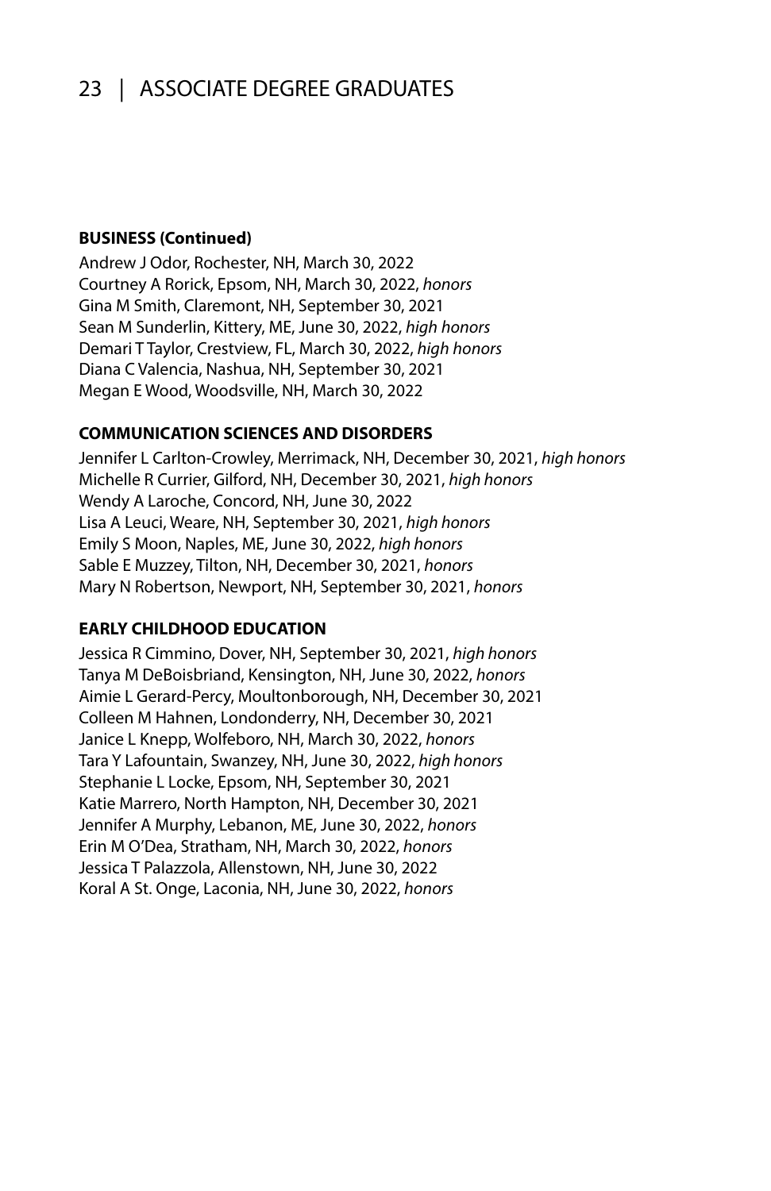**BUSINESS (Continued)**

Andrew J Odor, Rochester, NH, March 30, 2022
Courtney A Rorick, Epsom, NH, March 30, 2022, *honors*
Gina M Smith, Claremont, NH, September 30, 2021
Sean M Sunderlin, Kittery, ME, June 30, 2022, *high honors*
Demari T Taylor, Crestview, FL, March 30, 2022, *high honors*
Diana C Valencia, Nashua, NH, September 30, 2021
Megan E Wood, Woodsville, NH, March 30, 2022

**COMMUNICATION SCIENCES AND DISORDERS**

Jennifer L Carlton-Crowley, Merrimack, NH, December 30, 2021, *high honors*
Michelle R Currier, Gilford, NH, December 30, 2021, *high honors*
Wendy A Laroche, Concord, NH, June 30, 2022
Lisa A Leuci, Weare, NH, September 30, 2021, *high honors*
Emily S Moon, Naples, ME, June 30, 2022, *high honors*
Sable E Muzzey, Tilton, NH, December 30, 2021, *honors*
Mary N Robertson, Newport, NH, September 30, 2021, *honors*

**EARLY CHILDHOOD EDUCATION**

Jessica R Cimmino, Dover, NH, September 30, 2021, *high honors*
Tanya M DeBoisbriand, Kensington, NH, June 30, 2022, *honors*
Aimie L Gerard-Percy, Moultonborough, NH, December 30, 2021
Colleen M Hahnen, Londonderry, NH, December 30, 2021
Janice L Knepp, Wolfeboro, NH, March 30, 2022, *honors*
Tara Y Lafountain, Swanzey, NH, June 30, 2022, *high honors*
Stephanie L Locke, Epsom, NH, September 30, 2021
Katie Marrero, North Hampton, NH, December 30, 2021
Jennifer A Murphy, Lebanon, ME, June 30, 2022, *honors*
Erin M O'Dea, Stratham, NH, March 30, 2022, *honors*
Jessica T Palazzola, Allenstown, NH, June 30, 2022
Koral A St. Onge, Laconia, NH, June 30, 2022, *honors*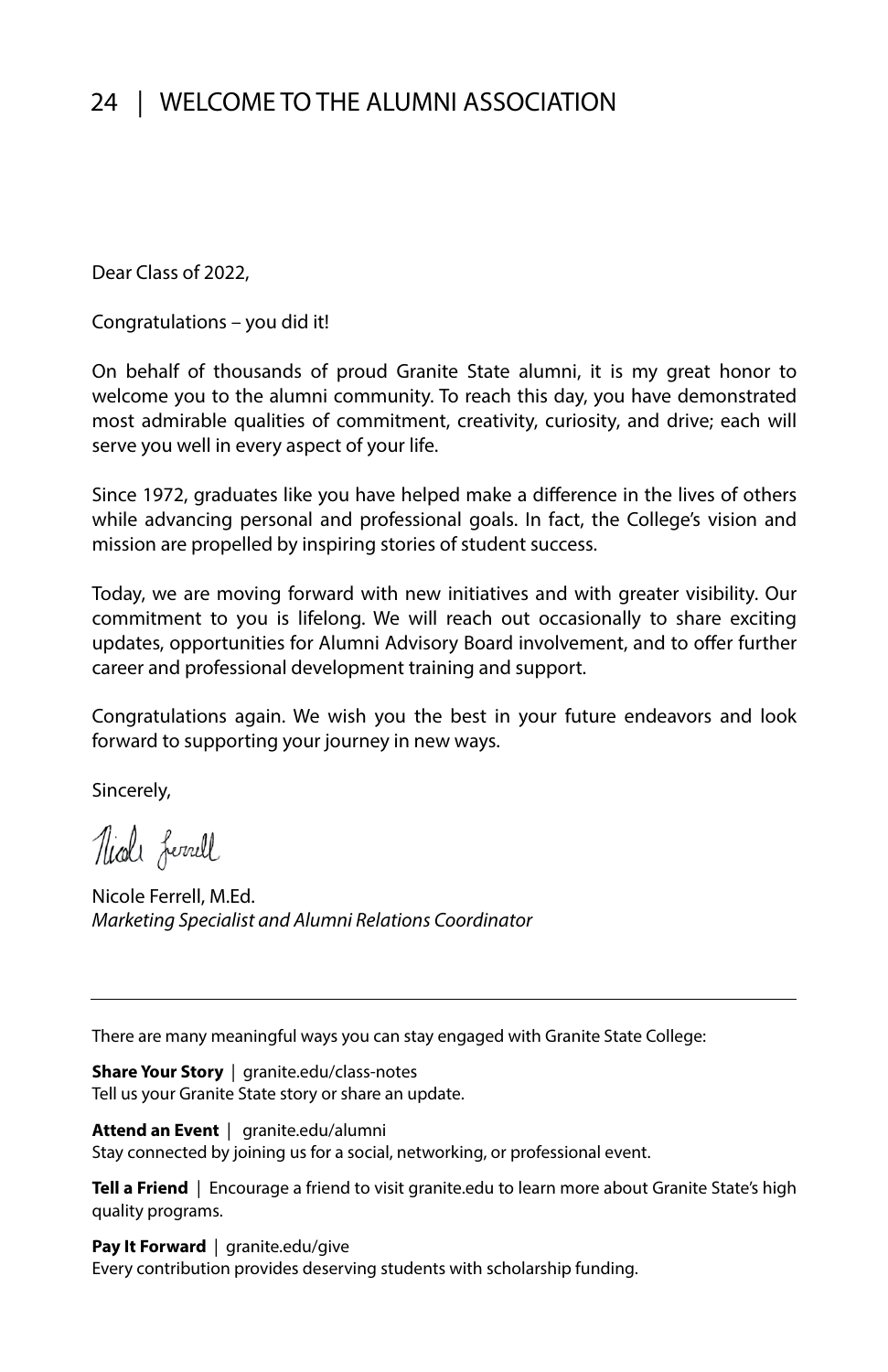# WELCOME TO THE ALUMNI ASSOCIATION

Dear Class of 2022,

Congratulations – you did it!

On behalf of thousands of proud Granite State alumni, it is my great honor to welcome you to the alumni community. To reach this day, you have demonstrated most admirable qualities of commitment, creativity, curiosity, and drive; each will serve you well in every aspect of your life.

Since 1972, graduates like you have helped make a difference in the lives of others while advancing personal and professional goals. In fact, the College's vision and mission are propelled by inspiring stories of student success.

Today, we are moving forward with new initiatives and with greater visibility. Our commitment to you is lifelong. We will reach out occasionally to share exciting updates, opportunities for Alumni Advisory Board involvement, and to offer further career and professional development training and support.

Congratulations again. We wish you the best in your future endeavors and look forward to supporting your journey in new ways.

Sincerely,

Nicole Ferrell, M.Ed.
*Marketing Specialist and Alumni Relations Coordinator*

---

There are many meaningful ways you can stay engaged with Granite State College:

**Share Your Story** | granite.edu/class-notes
Tell us your Granite State story or share an update.

**Attend an Event** | granite.edu/alumni
Stay connected by joining us for a social, networking, or professional event.

**Tell a Friend** | Encourage a friend to visit granite.edu to learn more about Granite State's high quality programs.

**Pay It Forward** | granite.edu/give
Every contribution provides deserving students with scholarship funding.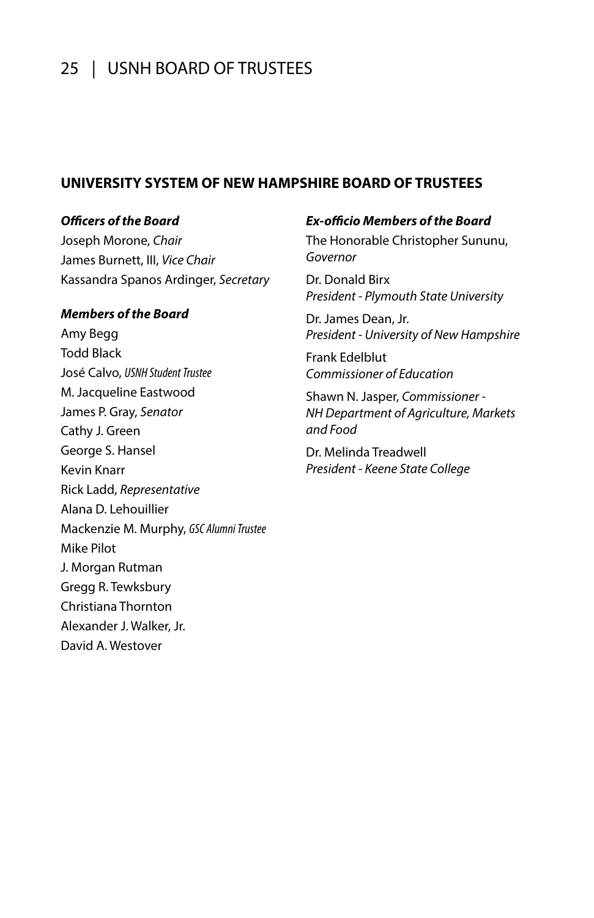## UNIVERSITY SYSTEM OF NEW HAMPSHIRE BOARD OF TRUSTEES

***Officers of the Board***

Joseph Morone, *Chair*
James Burnett, III, *Vice Chair*
Kassandra Spanos Ardinger, *Secretary*

***Members of the Board***

Amy Begg
Todd Black
José Calvo, *USNH Student Trustee*
M. Jacqueline Eastwood
James P. Gray, *Senator*
Cathy J. Green
George S. Hansel
Kevin Knarr
Rick Ladd, *Representative*
Alana D. Lehouillier
Mackenzie M. Murphy, *GSC Alumni Trustee*
Mike Pilot
J. Morgan Rutman
Gregg R. Tewksbury
Christiana Thornton
Alexander J. Walker, Jr.
David A. Westover

***Ex-officio Members of the Board***

The Honorable Christopher Sununu, *Governor*

Dr. Donald Birx
*President - Plymouth State University*

Dr. James Dean, Jr.
*President - University of New Hampshire*

Frank Edelblut
*Commissioner of Education*

Shawn N. Jasper, *Commissioner - NH Department of Agriculture, Markets and Food*

Dr. Melinda Treadwell
*President - Keene State College*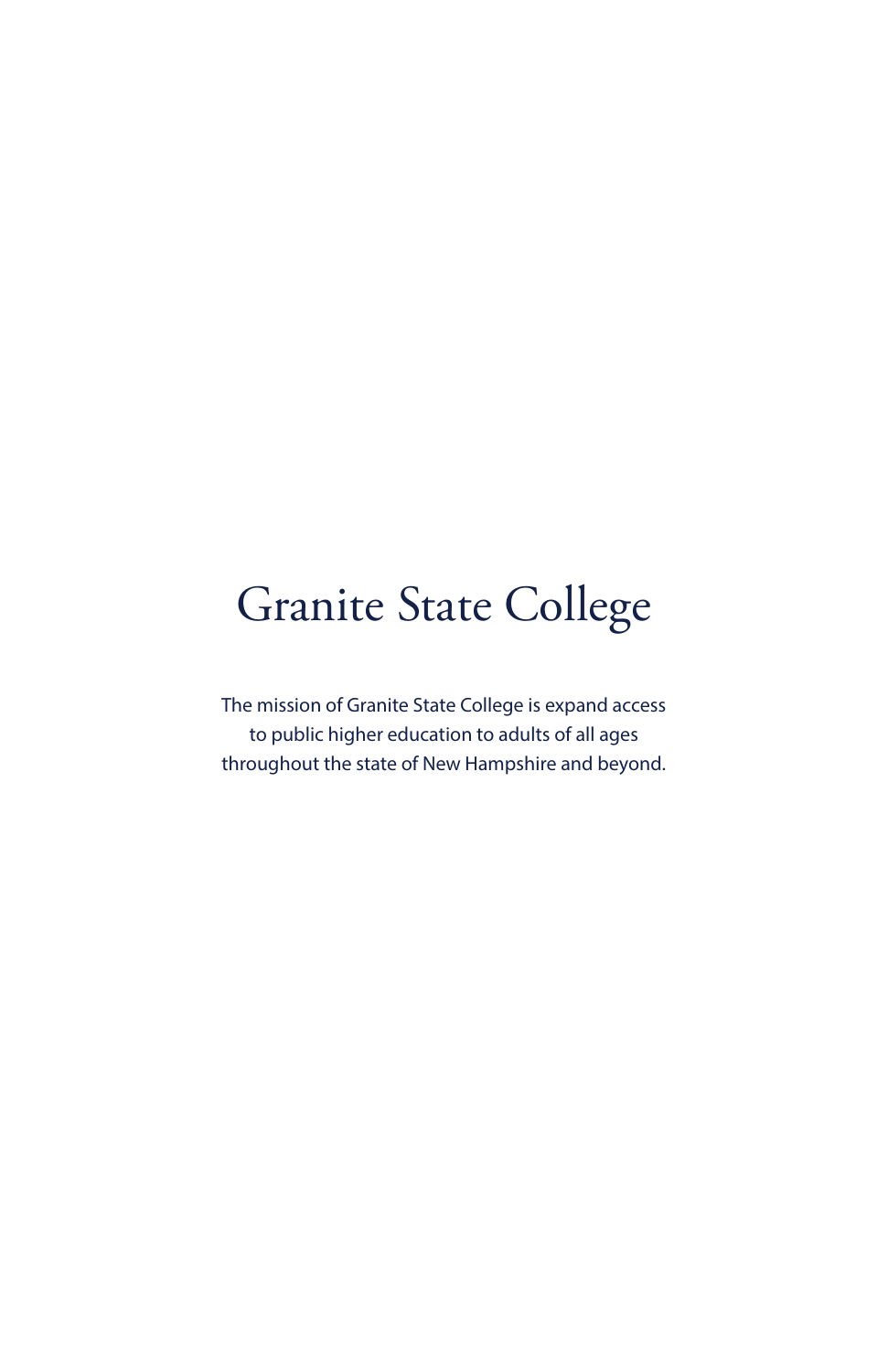# Granite State College

The mission of Granite State College is expand access to public higher education to adults of all ages throughout the state of New Hampshire and beyond.